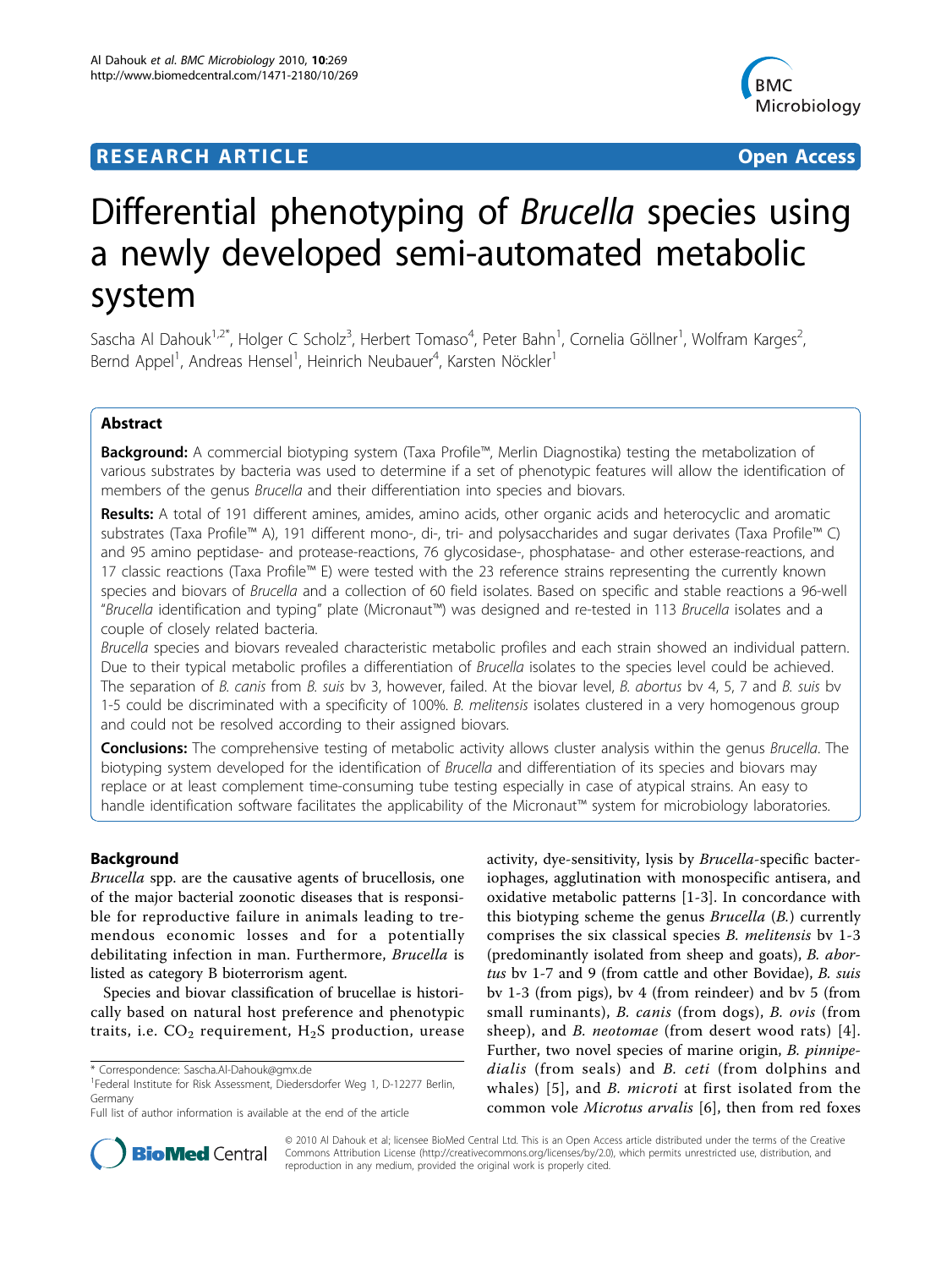# Differential phenotyping of *Brucella* species using a newly developed semi-automated metabolic system

Sascha Al Dahouk[1,2*], Holger C Scholz[3], Herbert Tomaso[4], Peter Bahn[1], Cornelia Göllner[1], Wolfram Karges[2], Bernd Appel[1], Andreas Hensel[1], Heinrich Neubauer[4], Karsten Nöckler[1]

## Abstract

**Background:** A commercial biotyping system (Taxa Profile™, Merlin Diagnostika) testing the metabolization of various substrates by bacteria was used to determine if a set of phenotypic features will allow the identification of members of the genus *Brucella* and their differentiation into species and biovars.

**Results:** A total of 191 different amines, amides, amino acids, other organic acids and heterocyclic and aromatic substrates (Taxa Profile™ A), 191 different mono-, di-, tri- and polysaccharides and sugar derivates (Taxa Profile™ C) and 95 amino peptidase- and protease-reactions, 76 glycosidase-, phosphatase- and other esterase-reactions, and 17 classic reactions (Taxa Profile™ E) were tested with the 23 reference strains representing the currently known species and biovars of *Brucella* and a collection of 60 field isolates. Based on specific and stable reactions a 96-well "*Brucella* identification and typing" plate (Micronaut™) was designed and re-tested in 113 *Brucella* isolates and a couple of closely related bacteria.

*Brucella* species and biovars revealed characteristic metabolic profiles and each strain showed an individual pattern. Due to their typical metabolic profiles a differentiation of *Brucella* isolates to the species level could be achieved. The separation of *B. canis* from *B. suis* bv 3, however, failed. At the biovar level, *B. abortus* bv 4, 5, 7 and *B. suis* bv 1-5 could be discriminated with a specificity of 100%. *B. melitensis* isolates clustered in a very homogenous group and could not be resolved according to their assigned biovars.

**Conclusions:** The comprehensive testing of metabolic activity allows cluster analysis within the genus *Brucella*. The biotyping system developed for the identification of *Brucella* and differentiation of its species and biovars may replace or at least complement time-consuming tube testing especially in case of atypical strains. An easy to handle identification software facilitates the applicability of the Micronaut™ system for microbiology laboratories.

## Background

*Brucella* spp. are the causative agents of brucellosis, one of the major bacterial zoonotic diseases that is responsible for reproductive failure in animals leading to tremendous economic losses and for a potentially debilitating infection in man. Furthermore, *Brucella* is listed as category B bioterrorism agent.

Species and biovar classification of brucellae is historically based on natural host preference and phenotypic traits, i.e. $CO_2$ requirement, $H_2S$ production, urease activity, dye-sensitivity, lysis by *Brucella*-specific bacteriophages, agglutination with monospecific antisera, and oxidative metabolic patterns [1-3]. In concordance with this biotyping scheme the genus *Brucella* (*B.*) currently comprises the six classical species *B. melitensis* bv 1-3 (predominantly isolated from sheep and goats), *B. abortus* bv 1-7 and 9 (from cattle and other Bovidae), *B. suis* bv 1-3 (from pigs), bv 4 (from reindeer) and bv 5 (from small ruminants), *B. canis* (from dogs), *B. ovis* (from sheep), and *B. neotomae* (from desert wood rats) [4]. Further, two novel species of marine origin, *B. pinnipedialis* (from seals) and *B. ceti* (from dolphins and whales) [5], and *B. microti* at first isolated from the common vole *Microtus arvalis* [6], then from red foxes

\* Correspondence: Sascha.Al-Dahouk@gmx.de
[1]Federal Institute for Risk Assessment, Diedersdorfer Weg 1, D-12277 Berlin, Germany
Full list of author information is available at the end of the article

© 2010 Al Dahouk et al; licensee BioMed Central Ltd. This is an Open Access article distributed under the terms of the Creative Commons Attribution License (http://creativecommons.org/licenses/by/2.0), which permits unrestricted use, distribution, and reproduction in any medium, provided the original work is properly cited.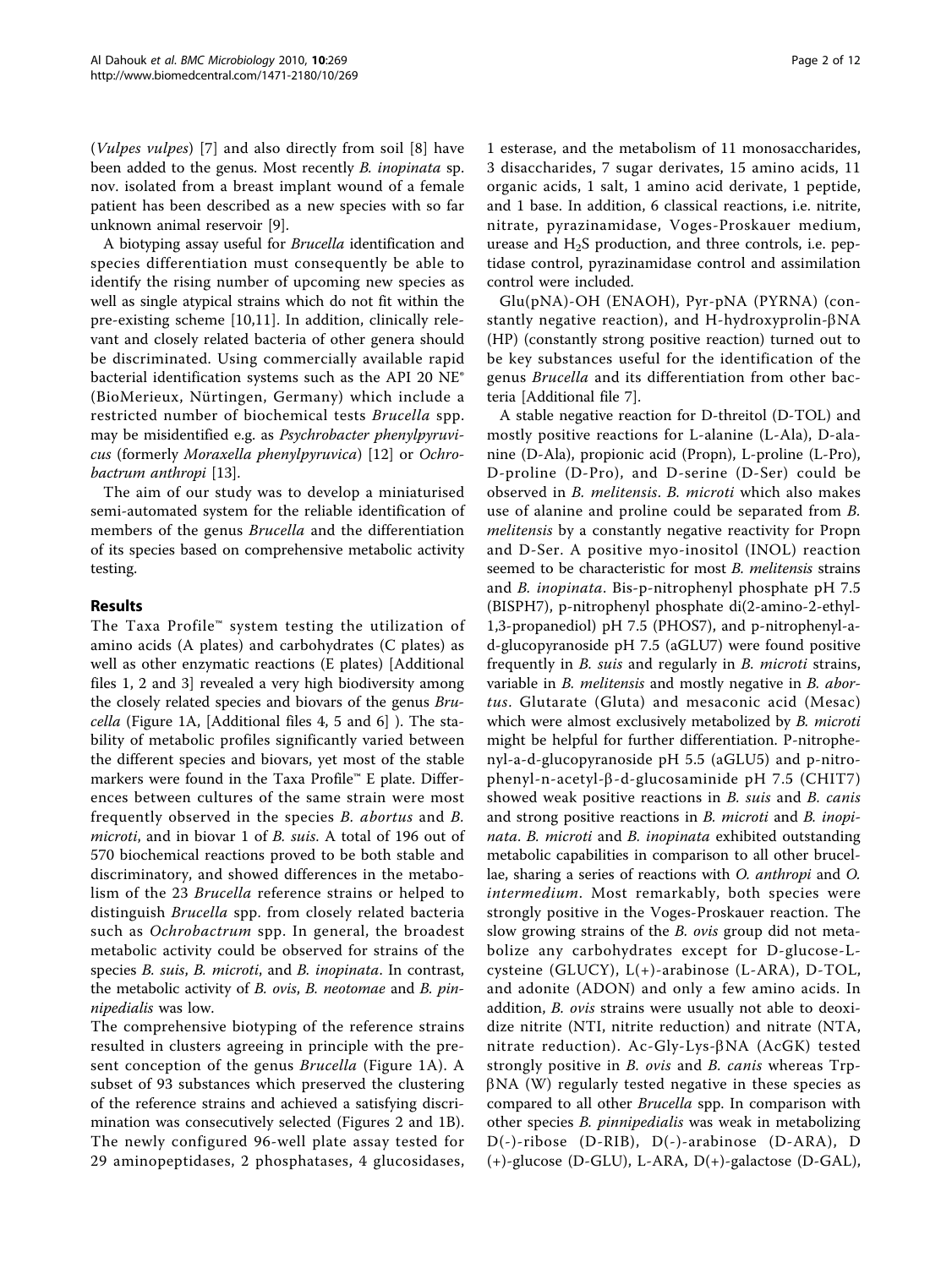(*Vulpes vulpes*) [7] and also directly from soil [8] have been added to the genus. Most recently *B. inopinata* sp. nov. isolated from a breast implant wound of a female patient has been described as a new species with so far unknown animal reservoir [9].

A biotyping assay useful for *Brucella* identification and species differentiation must consequently be able to identify the rising number of upcoming new species as well as single atypical strains which do not fit within the pre-existing scheme [10,11]. In addition, clinically relevant and closely related bacteria of other genera should be discriminated. Using commercially available rapid bacterial identification systems such as the API 20 NE® (BioMerieux, Nürtingen, Germany) which include a restricted number of biochemical tests *Brucella* spp. may be misidentified e.g. as *Psychrobacter phenylpyruvicus* (formerly *Moraxella phenylpyruvica*) [12] or *Ochrobactrum anthropi* [13].

The aim of our study was to develop a miniaturised semi-automated system for the reliable identification of members of the genus *Brucella* and the differentiation of its species based on comprehensive metabolic activity testing.

## Results

The Taxa Profile™ system testing the utilization of amino acids (A plates) and carbohydrates (C plates) as well as other enzymatic reactions (E plates) [Additional files 1, 2 and 3] revealed a very high biodiversity among the closely related species and biovars of the genus *Brucella* (Figure 1A, [Additional files 4, 5 and 6] ). The stability of metabolic profiles significantly varied between the different species and biovars, yet most of the stable markers were found in the Taxa Profile™ E plate. Differences between cultures of the same strain were most frequently observed in the species *B. abortus* and *B. microti*, and in biovar 1 of *B. suis*. A total of 196 out of 570 biochemical reactions proved to be both stable and discriminatory, and showed differences in the metabolism of the 23 *Brucella* reference strains or helped to distinguish *Brucella* spp. from closely related bacteria such as *Ochrobactrum* spp. In general, the broadest metabolic activity could be observed for strains of the species *B. suis*, *B. microti*, and *B. inopinata*. In contrast, the metabolic activity of *B. ovis*, *B. neotomae* and *B. pinnipedialis* was low.

The comprehensive biotyping of the reference strains resulted in clusters agreeing in principle with the present conception of the genus *Brucella* (Figure 1A). A subset of 93 substances which preserved the clustering of the reference strains and achieved a satisfying discrimination was consecutively selected (Figures 2 and 1B). The newly configured 96-well plate assay tested for 29 aminopeptidases, 2 phosphatases, 4 glucosidases, 1 esterase, and the metabolism of 11 monosaccharides, 3 disaccharides, 7 sugar derivates, 15 amino acids, 11 organic acids, 1 salt, 1 amino acid derivate, 1 peptide, and 1 base. In addition, 6 classical reactions, i.e. nitrite, nitrate, pyrazinamidase, Voges-Proskauer medium, urease and $H_2S$ production, and three controls, i.e. peptidase control, pyrazinamidase control and assimilation control were included.

Glu(pNA)-OH (ENAOH), Pyr-pNA (PYRNA) (constantly negative reaction), and H-hydroxyprolin-βNA (HP) (constantly strong positive reaction) turned out to be key substances useful for the identification of the genus *Brucella* and its differentiation from other bacteria [Additional file 7].

A stable negative reaction for D-threitol (D-TOL) and mostly positive reactions for L-alanine (L-Ala), D-alanine (D-Ala), propionic acid (Propn), L-proline (L-Pro), D-proline (D-Pro), and D-serine (D-Ser) could be observed in *B. melitensis*. *B. microti* which also makes use of alanine and proline could be separated from *B. melitensis* by a constantly negative reactivity for Propn and D-Ser. A positive myo-inositol (INOL) reaction seemed to be characteristic for most *B. melitensis* strains and *B. inopinata*. Bis-p-nitrophenyl phosphate pH 7.5 (BISPH7), p-nitrophenyl phosphate di(2-amino-2-ethyl-1,3-propanediol) pH 7.5 (PHOS7), and p-nitrophenyl-a-d-glucopyranoside pH 7.5 (aGLU7) were found positive frequently in *B. suis* and regularly in *B. microti* strains, variable in *B. melitensis* and mostly negative in *B. abortus*. Glutarate (Gluta) and mesaconic acid (Mesac) which were almost exclusively metabolized by *B. microti* might be helpful for further differentiation. P-nitrophenyl-a-d-glucopyranoside pH 5.5 (aGLU5) and p-nitrophenyl-n-acetyl-β-d-glucosaminide pH 7.5 (CHIT7) showed weak positive reactions in *B. suis* and *B. canis* and strong positive reactions in *B. microti* and *B. inopinata*. *B. microti* and *B. inopinata* exhibited outstanding metabolic capabilities in comparison to all other brucellae, sharing a series of reactions with *O. anthropi* and *O. intermedium*. Most remarkably, both species were strongly positive in the Voges-Proskauer reaction. The slow growing strains of the *B. ovis* group did not metabolize any carbohydrates except for D-glucose-L-cysteine (GLUCY), L(+)-arabinose (L-ARA), D-TOL, and adonite (ADON) and only a few amino acids. In addition, *B. ovis* strains were usually not able to deoxidize nitrite (NTI, nitrite reduction) and nitrate (NTA, nitrate reduction). Ac-Gly-Lys-βNA (AcGK) tested strongly positive in *B. ovis* and *B. canis* whereas Trp-βNA (W) regularly tested negative in these species as compared to all other *Brucella* spp. In comparison with other species *B. pinnipedialis* was weak in metabolizing D(-)-ribose (D-RIB), D(-)-arabinose (D-ARA), D (+)-glucose (D-GLU), L-ARA, D(+)-galactose (D-GAL),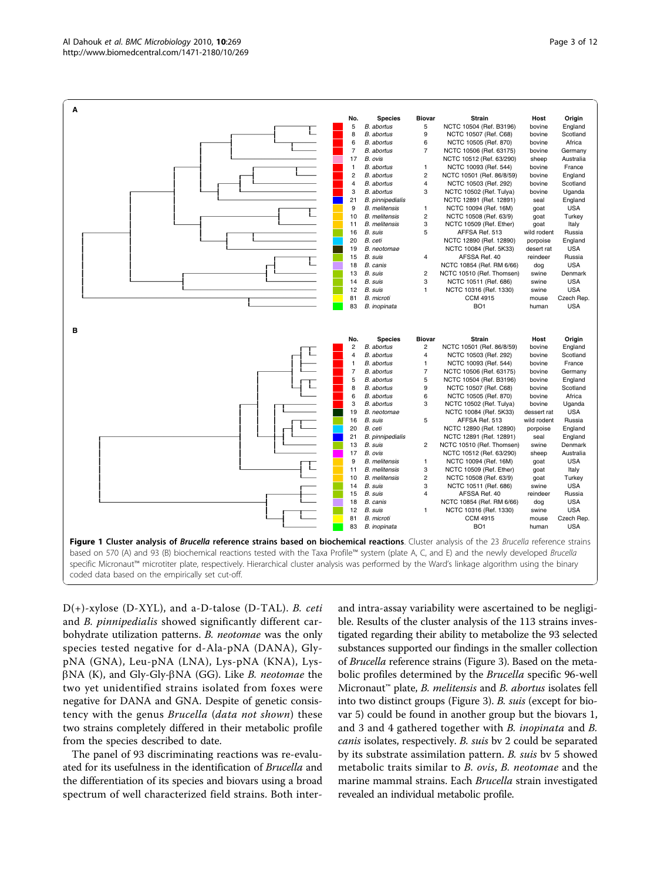| No. | Species | Biovar | Strain | Host | Origin |
|---|---|---|---|---|---|
| 5 | *B. abortus* | 5 | NCTC 10504 (Ref. B3196) | bovine | England |
| 8 | *B. abortus* | 9 | NCTC 10507 (Ref. C68) | bovine | Scotland |
| 6 | *B. abortus* | 6 | NCTC 10505 (Ref. 870) | bovine | Africa |
| 7 | *B. abortus* | 7 | NCTC 10506 (Ref. 63175) | bovine | Germany |
| 17 | *B. ovis* | | NCTC 10512 (Ref. 63/290) | sheep | Australia |
| 1 | *B. abortus* | 1 | NCTC 10093 (Ref. 544) | bovine | France |
| 2 | *B. abortus* | 2 | NCTC 10501 (Ref. 86/8/59) | bovine | England |
| 4 | *B. abortus* | 4 | NCTC 10503 (Ref. 292) | bovine | Scotland |
| 3 | *B. abortus* | 3 | NCTC 10502 (Ref. Tulya) | bovine | Uganda |
| 21 | *B. pinnipedialis* | | NCTC 12891 (Ref. 12891) | seal | England |
| 9 | *B. melitensis* | 1 | NCTC 10094 (Ref. 16M) | goat | USA |
| 10 | *B. melitensis* | 2 | NCTC 10508 (Ref. 63/9) | goat | Turkey |
| 11 | *B. melitensis* | 3 | NCTC 10509 (Ref. Ether) | goat | Italy |
| 16 | *B. suis* | 5 | AFSSA Ref. 513 | wild rodent | Russia |
| 20 | *B. ceti* | | NCTC 12890 (Ref. 12890) | porpoise | England |
| 19 | *B. neotomae* | | NCTC 10084 (Ref. 5K33) | desert rat | USA |
| 15 | *B. suis* | 4 | AFSSA Ref. 40 | reindeer | Russia |
| 18 | *B. canis* | | NCTC 10854 (Ref. RM 6/66) | dog | USA |
| 13 | *B. suis* | 2 | NCTC 10510 (Ref. Thomsen) | swine | Denmark |
| 14 | *B. suis* | 3 | NCTC 10511 (Ref. 686) | swine | USA |
| 12 | *B. suis* | 1 | NCTC 10316 (Ref. 1330) | swine | USA |
| 81 | *B. microti* | | CCM 4915 | mouse | Czech Rep. |
| 83 | *B. inopinata* | | BO1 | human | USA |

| No. | Species | Biovar | Strain | Host | Origin |
|---|---|---|---|---|---|
| 2 | *B. abortus* | 2 | NCTC 10501 (Ref. 86/8/59) | bovine | England |
| 4 | *B. abortus* | 4 | NCTC 10503 (Ref. 292) | bovine | Scotland |
| 1 | *B. abortus* | 1 | NCTC 10093 (Ref. 544) | bovine | France |
| 7 | *B. abortus* | 7 | NCTC 10506 (Ref. 63175) | bovine | Germany |
| 5 | *B. abortus* | 5 | NCTC 10504 (Ref. B3196) | bovine | England |
| 8 | *B. abortus* | 9 | NCTC 10507 (Ref. C68) | bovine | Scotland |
| 6 | *B. abortus* | 6 | NCTC 10505 (Ref. 870) | bovine | Africa |
| 3 | *B. abortus* | 3 | NCTC 10502 (Ref. Tulya) | bovine | Uganda |
| 19 | *B. neotomae* | | NCTC 10084 (Ref. 5K33) | dessert rat | USA |
| 16 | *B. suis* | 5 | AFSSA Ref. 513 | wild rodent | Russia |
| 20 | *B. ceti* | | NCTC 12890 (Ref. 12890) | porpoise | England |
| 21 | *B. pinnipedialis* | | NCTC 12891 (Ref. 12891) | seal | England |
| 13 | *B. suis* | 2 | NCTC 10510 (Ref. Thomsen) | swine | Denmark |
| 17 | *B. ovis* | | NCTC 10512 (Ref. 63/290) | sheep | Australia |
| 9 | *B. melitensis* | 1 | NCTC 10094 (Ref. 16M) | goat | USA |
| 11 | *B. melitensis* | 3 | NCTC 10509 (Ref. Ether) | goat | Italy |
| 10 | *B. melitensis* | 2 | NCTC 10508 (Ref. 63/9) | goat | Turkey |
| 14 | *B. suis* | 3 | NCTC 10511 (Ref. 686) | swine | USA |
| 15 | *B. suis* | 4 | AFSSA Ref. 40 | reindeer | Russia |
| 18 | *B. canis* | | NCTC 10854 (Ref. RM 6/66) | dog | USA |
| 12 | *B. suis* | 1 | NCTC 10316 (Ref. 1330) | swine | USA |
| 81 | *B. microti* | | CCM 4915 | mouse | Czech Rep. |
| 83 | *B. inopinata* | | BO1 | human | USA |

**Figure 1 Cluster analysis of *Brucella* reference strains based on biochemical reactions**. Cluster analysis of the 23 *Brucella* reference strains based on 570 (A) and 93 (B) biochemical reactions tested with the Taxa Profile™ system (plate A, C, and E) and the newly developed *Brucella* specific Micronaut™ microtiter plate, respectively. Hierarchical cluster analysis was performed by the Ward's linkage algorithm using the binary coded data based on the empirically set cut-off.

D(+)-xylose (D-XYL), and a-D-talose (D-TAL). *B. ceti* and *B. pinnipedialis* showed significantly different carbohydrate utilization patterns. *B. neotomae* was the only species tested negative for d-Ala-pNA (DANA), Gly-pNA (GNA), Leu-pNA (LNA), Lys-pNA (KNA), Lys-βNA (K), and Gly-Gly-βNA (GG). Like *B. neotomae* the two yet unidentified strains isolated from foxes were negative for DANA and GNA. Despite of genetic consistency with the genus *Brucella* (*data not shown*) these two strains completely differed in their metabolic profile from the species described to date.

The panel of 93 discriminating reactions was re-evaluated for its usefulness in the identification of *Brucella* and the differentiation of its species and biovars using a broad spectrum of well characterized field strains. Both inter- and intra-assay variability were ascertained to be negligible. Results of the cluster analysis of the 113 strains investigated regarding their ability to metabolize the 93 selected substances supported our findings in the smaller collection of *Brucella* reference strains (Figure 3). Based on the metabolic profiles determined by the *Brucella* specific 96-well Micronaut™ plate, *B. melitensis* and *B. abortus* isolates fell into two distinct groups (Figure 3). *B. suis* (except for biovar 5) could be found in another group but the biovars 1, and 3 and 4 gathered together with *B. inopinata* and *B. canis* isolates, respectively. *B. suis* bv 2 could be separated by its substrate assimilation pattern. *B. suis* bv 5 showed metabolic traits similar to *B. ovis*, *B. neotomae* and the marine mammal strains. Each *Brucella* strain investigated revealed an individual metabolic profile.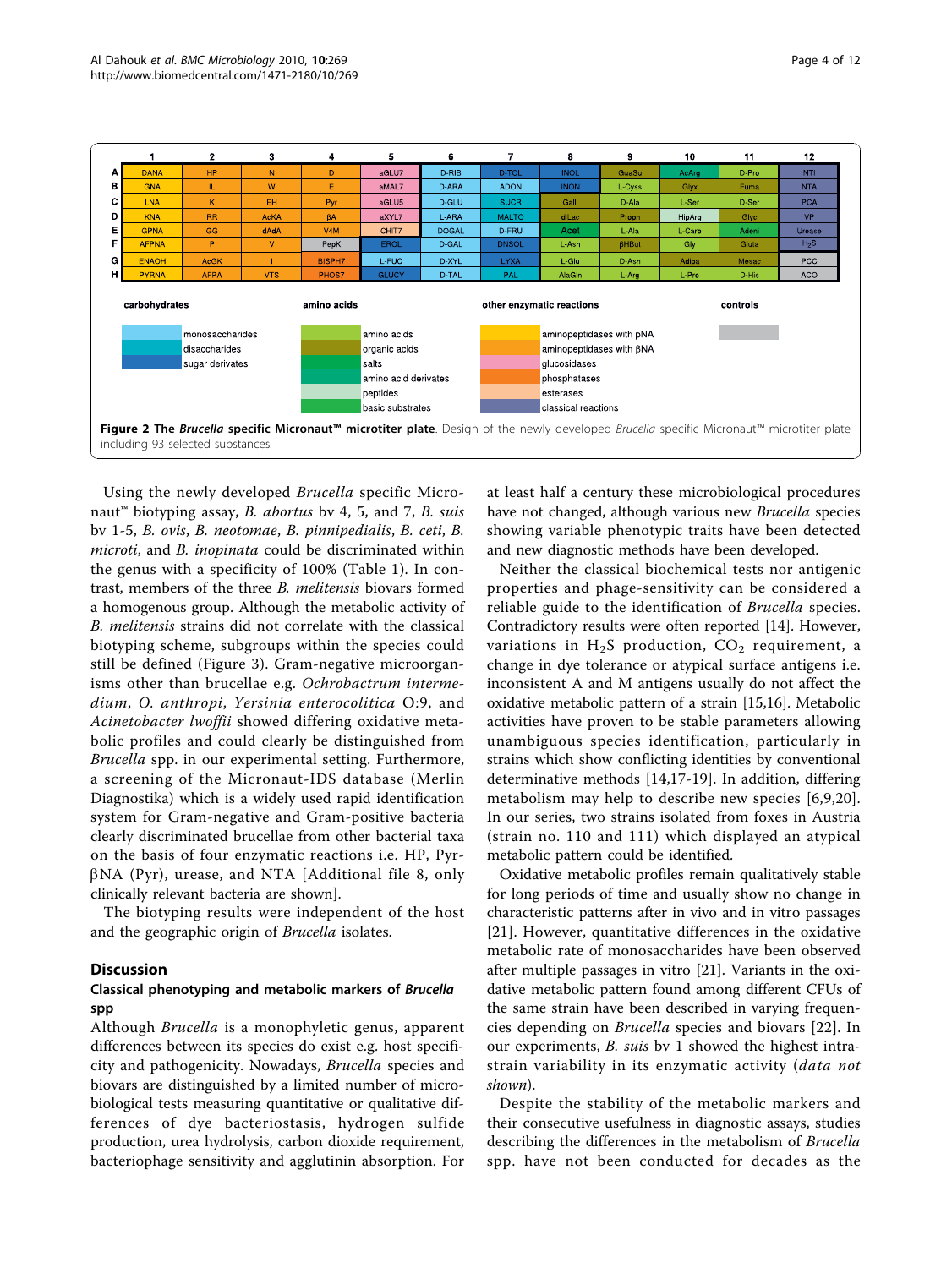|  | 1 | 2 | 3 | 4 | 5 | 6 | 7 | 8 | 9 | 10 | 11 | 12 |
|---|---|---|---|---|---|---|---|---|---|---|---|---|
| A | DANA | HP | N | D | aGLU7 | D-RIB | D-TOL | INOL | GuaSu | AcArg | D-Pro | NTI |
| B | GNA | IL | W | E | aMAL7 | D-ARA | ADON | INON | L-Cyss | Glyx | Fuma | NTA |
| C | LNA | K | EH | Pyr | aGLU5 | D-GLU | SUCR | Galli | D-Ala | L-Ser | D-Ser | PCA |
| D | KNA | RR | AcKA | βA | aXYL7 | L-ARA | MALTO | diLac | Propn | HipArg | Glyc | VP |
| E | GPNA | GG | dAdA | V4M | CHIT7 | DOGAL | D-FRU | Acet | L-Ala | L-Caro | Adeni | Urease |
| F | AFPNA | P | V | PepK | EROL | D-GAL | DNSOL | L-Asn | βHBut | Gly | Gluta | $H_2S$ |
| G | ENAOH | AcGK | I | BISPH7 | L-FUC | D-XYL | LYXA | L-Glu | D-Asn | Adipa | Mesac | PCC |
| H | PYRNA | AFPA | VTS | PHOS7 | GLUCY | D-TAL | PAL | AlaGln | L-Arg | L-Pro | D-His | ACO |

| carbohydrates | amino acids | other enzymatic reactions | controls |
|---|---|---|---|
| monosaccharides | amino acids | aminopeptidases with pNA | |
| disaccharides | organic acids | aminopeptidases with βNA | |
| sugar derivates | salts | glucosidases | |
| | amino acid derivates | phosphatases | |
| | peptides | esterases | |
| | basic substrates | classical reactions | |

**Figure 2 The *Brucella* specific Micronaut™ microtiter plate**. Design of the newly developed *Brucella* specific Micronaut™ microtiter plate including 93 selected substances.

Using the newly developed *Brucella* specific Micronaut™ biotyping assay, *B. abortus* bv 4, 5, and 7, *B. suis* bv 1-5, *B. ovis*, *B. neotomae*, *B. pinnipedialis*, *B. ceti*, *B. microti*, and *B. inopinata* could be discriminated within the genus with a specificity of 100% (Table 1). In contrast, members of the three *B. melitensis* biovars formed a homogenous group. Although the metabolic activity of *B. melitensis* strains did not correlate with the classical biotyping scheme, subgroups within the species could still be defined (Figure 3). Gram-negative microorganisms other than brucellae e.g. *Ochrobactrum intermedium*, *O. anthropi*, *Yersinia enterocolitica* O:9, and *Acinetobacter lwoffii* showed differing oxidative metabolic profiles and could clearly be distinguished from *Brucella* spp. in our experimental setting. Furthermore, a screening of the Micronaut-IDS database (Merlin Diagnostika) which is a widely used rapid identification system for Gram-negative and Gram-positive bacteria clearly discriminated brucellae from other bacterial taxa on the basis of four enzymatic reactions i.e. HP, Pyr-βNA (Pyr), urease, and NTA [Additional file 8, only clinically relevant bacteria are shown].

The biotyping results were independent of the host and the geographic origin of *Brucella* isolates.

## Discussion

### Classical phenotyping and metabolic markers of *Brucella* spp

Although *Brucella* is a monophyletic genus, apparent differences between its species do exist e.g. host specificity and pathogenicity. Nowadays, *Brucella* species and biovars are distinguished by a limited number of microbiological tests measuring quantitative or qualitative differences of dye bacteriostasis, hydrogen sulfide production, urea hydrolysis, carbon dioxide requirement, bacteriophage sensitivity and agglutinin absorption. For at least half a century these microbiological procedures have not changed, although various new *Brucella* species showing variable phenotypic traits have been detected and new diagnostic methods have been developed.

Neither the classical biochemical tests nor antigenic properties and phage-sensitivity can be considered a reliable guide to the identification of *Brucella* species. Contradictory results were often reported [14]. However, variations in $H_2S$ production, $CO_2$ requirement, a change in dye tolerance or atypical surface antigens i.e. inconsistent A and M antigens usually do not affect the oxidative metabolic pattern of a strain [15,16]. Metabolic activities have proven to be stable parameters allowing unambiguous species identification, particularly in strains which show conflicting identities by conventional determinative methods [14,17-19]. In addition, differing metabolism may help to describe new species [6,9,20]. In our series, two strains isolated from foxes in Austria (strain no. 110 and 111) which displayed an atypical metabolic pattern could be identified.

Oxidative metabolic profiles remain qualitatively stable for long periods of time and usually show no change in characteristic patterns after in vivo and in vitro passages [21]. However, quantitative differences in the oxidative metabolic rate of monosaccharides have been observed after multiple passages in vitro [21]. Variants in the oxidative metabolic pattern found among different CFUs of the same strain have been described in varying frequencies depending on *Brucella* species and biovars [22]. In our experiments, *B. suis* bv 1 showed the highest intra-strain variability in its enzymatic activity (*data not shown*).

Despite the stability of the metabolic markers and their consecutive usefulness in diagnostic assays, studies describing the differences in the metabolism of *Brucella* spp. have not been conducted for decades as the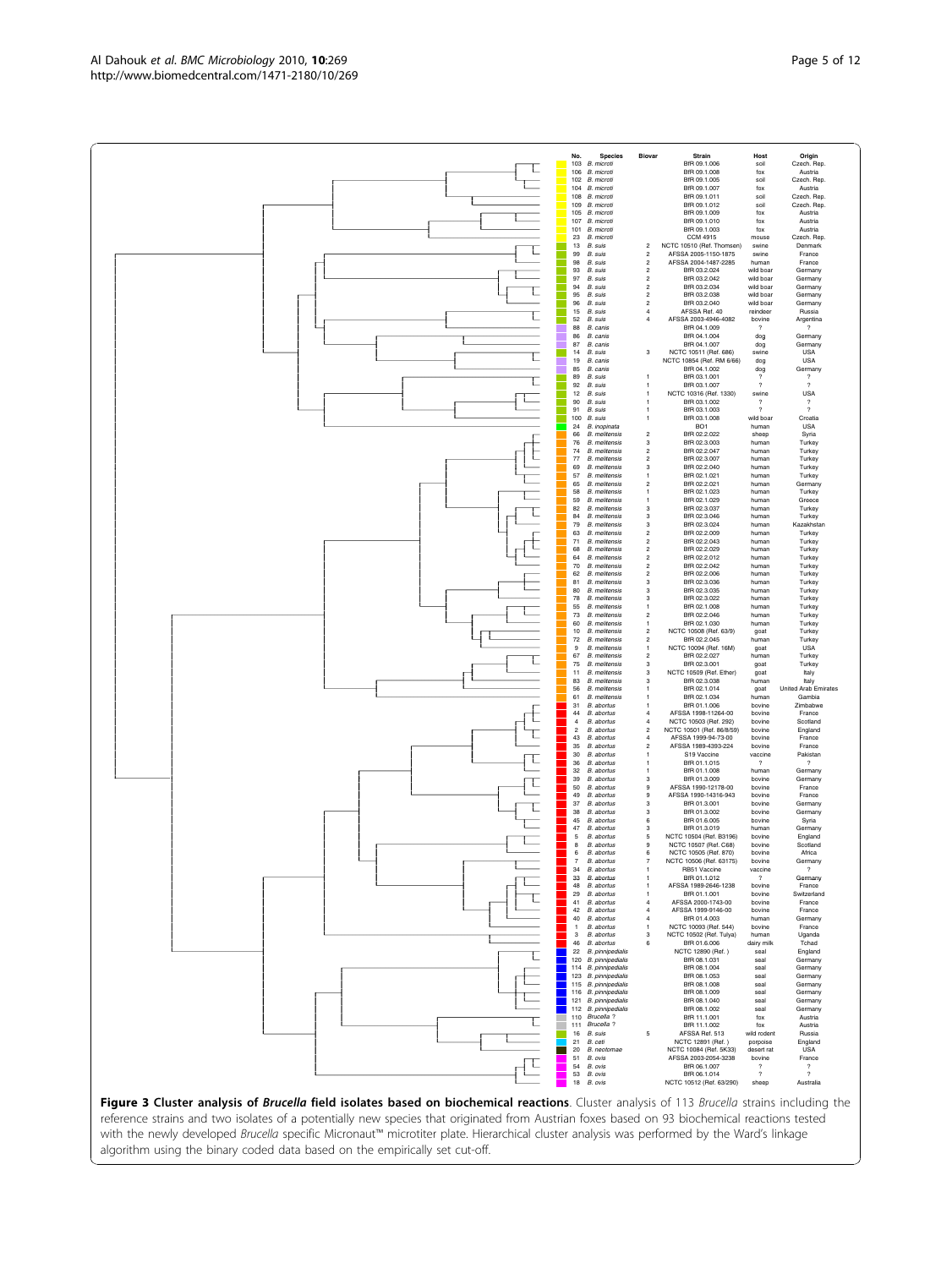| No. | Species | Biovar | Strain | Host | Origin |
|---|---|---|---|---|---|
| 103 | *B. microti* | | BfR 09.1.006 | soil | Czech. Rep. |
| 106 | *B. microti* | | BfR 09.1.008 | fox | Austria |
| 102 | *B. microti* | | BfR 09.1.005 | soil | Czech. Rep. |
| 104 | *B. microti* | | BfR 09.1.007 | fox | Austria |
| 108 | *B. microti* | | BfR 09.1.011 | soil | Czech. Rep. |
| 109 | *B. microti* | | BfR 09.1.012 | soil | Czech. Rep. |
| 105 | *B. microti* | | BfR 09.1.009 | fox | Austria |
| 107 | *B. microti* | | BfR 09.1.010 | fox | Austria |
| 101 | *B. microti* | | BfR 09.1.003 | fox | Austria |
| 23 | *B. microti* | | CCM 4915 | mouse | Czech. Rep. |
| 13 | *B. suis* | 2 | NCTC 10510 (Ref. Thomsen) | swine | Denmark |
| 99 | *B. suis* | 2 | AFSSA 2005-1150-1875 | swine | France |
| 98 | *B. suis* | 2 | AFSSA 2004-1487-2285 | human | France |
| 93 | *B. suis* | 2 | BfR 03.2.024 | wild boar | Germany |
| 97 | *B. suis* | 2 | BfR 03.2.042 | wild boar | Germany |
| 94 | *B. suis* | 2 | BfR 03.2.034 | wild boar | Germany |
| 95 | *B. suis* | 2 | BfR 03.2.038 | wild boar | Germany |
| 96 | *B. suis* | 2 | BfR 03.2.040 | wild boar | Germany |
| 15 | *B. suis* | 4 | AFSSA Ref. 40 | reindeer | Russia |
| 52 | *B. suis* | 4 | AFSSA 2003-4946-4082 | bovine | Argentina |
| 88 | *B. canis* | | BfR 04.1.009 | ? | ? |
| 86 | *B. canis* | | BfR 04.1.004 | dog | Germany |
| 87 | *B. canis* | | BfR 04.1.007 | dog | Germany |
| 14 | *B. suis* | 3 | NCTC 10511 (Ref. 686) | swine | USA |
| 19 | *B. canis* | | NCTC 10854 (Ref. RM 6/66) | dog | USA |
| 85 | *B. canis* | | BfR 04.1.002 | dog | Germany |
| 89 | *B. suis* | 1 | BfR 03.1.001 | ? | ? |
| 92 | *B. suis* | 1 | BfR 03.1.007 | ? | ? |
| 12 | *B. suis* | 1 | NCTC 10316 (Ref. 1330) | swine | USA |
| 90 | *B. suis* | 1 | BfR 03.1.002 | ? | ? |
| 91 | *B. suis* | 1 | BfR 03.1.003 | ? | ? |
| 100 | *B. suis* | 1 | BfR 03.1.008 | wild boar | Croatia |
| 24 | *B. inopinata* | | BO1 | human | USA |
| 66 | *B. melitensis* | 2 | BfR 02.2.022 | sheep | Syria |
| 76 | *B. melitensis* | 3 | BfR 02.3.003 | human | Turkey |
| 74 | *B. melitensis* | 2 | BfR 02.2.047 | human | Turkey |
| 77 | *B. melitensis* | 2 | BfR 02.3.007 | human | Turkey |
| 69 | *B. melitensis* | 3 | BfR 02.2.040 | human | Turkey |
| 57 | *B. melitensis* | 1 | BfR 02.1.021 | human | Turkey |
| 65 | *B. melitensis* | 2 | BfR 02.2.021 | human | Germany |
| 58 | *B. melitensis* | 1 | BfR 02.1.023 | human | Turkey |
| 59 | *B. melitensis* | 1 | BfR 02.1.029 | human | Greece |
| 82 | *B. melitensis* | 3 | BfR 02.3.037 | human | Turkey |
| 84 | *B. melitensis* | 3 | BfR 02.3.046 | human | Turkey |
| 79 | *B. melitensis* | 3 | BfR 02.3.024 | human | Kazakhstan |
| 63 | *B. melitensis* | 2 | BfR 02.2.009 | human | Turkey |
| 71 | *B. melitensis* | 2 | BfR 02.2.043 | human | Turkey |
| 68 | *B. melitensis* | 2 | BfR 02.2.029 | human | Turkey |
| 64 | *B. melitensis* | 2 | BfR 02.2.012 | human | Turkey |
| 70 | *B. melitensis* | 2 | BfR 02.2.042 | human | Turkey |
| 62 | *B. melitensis* | 2 | BfR 02.2.006 | human | Turkey |
| 81 | *B. melitensis* | 3 | BfR 02.3.036 | human | Turkey |
| 80 | *B. melitensis* | 3 | BfR 02.3.035 | human | Turkey |
| 78 | *B. melitensis* | 3 | BfR 02.3.022 | human | Turkey |
| 55 | *B. melitensis* | 1 | BfR 02.1.008 | human | Turkey |
| 73 | *B. melitensis* | 2 | BfR 02.2.046 | human | Turkey |
| 60 | *B. melitensis* | 1 | BfR 02.1.030 | human | Turkey |
| 10 | *B. melitensis* | 2 | NCTC 10508 (Ref. 63/9) | goat | Turkey |
| 72 | *B. melitensis* | 2 | BfR 02.2.045 | human | Turkey |
| 9 | *B. melitensis* | 1 | NCTC 10094 (Ref. 16M) | goat | USA |
| 67 | *B. melitensis* | 2 | BfR 02.2.027 | human | Turkey |
| 75 | *B. melitensis* | 3 | BfR 02.3.001 | goat | Turkey |
| 11 | *B. melitensis* | 3 | NCTC 10509 (Ref. Ether) | goat | Italy |
| 83 | *B. melitensis* | 3 | BfR 02.3.038 | human | Italy |
| 56 | *B. melitensis* | 1 | BfR 02.1.014 | goat | United Arab Emirates |
| 61 | *B. melitensis* | 1 | BfR 02.1.034 | human | Gambia |
| 31 | *B. abortus* | 1 | BfR 01.1.006 | bovine | Zimbabwe |
| 44 | *B. abortus* | 4 | AFSSA 1998-11264-00 | bovine | France |
| 4 | *B. abortus* | 4 | NCTC 10503 (Ref. 292) | bovine | Scotland |
| 2 | *B. abortus* | 2 | NCTC 10501 (Ref. 86/8/59) | bovine | England |
| 43 | *B. abortus* | 4 | AFSSA 1999-94-73-00 | bovine | France |
| 35 | *B. abortus* | 2 | AFSSA 1989-4393-224 | bovine | France |
| 30 | *B. abortus* | 1 | S19 Vaccine | vaccine | Pakistan |
| 36 | *B. abortus* | 1 | BfR 01.1.015 | ? | ? |
| 32 | *B. abortus* | 1 | BfR 01.1.008 | human | Germany |
| 39 | *B. abortus* | 3 | BfR 01.3.009 | bovine | Germany |
| 50 | *B. abortus* | 9 | AFSSA 1990-12178-00 | bovine | France |
| 49 | *B. abortus* | 9 | AFSSA 1990-14316-943 | bovine | France |
| 37 | *B. abortus* | 3 | BfR 01.3.001 | bovine | Germany |
| 38 | *B. abortus* | 3 | BfR 01.3.002 | bovine | Germany |
| 45 | *B. abortus* | 6 | BfR 01.6.005 | bovine | Syria |
| 47 | *B. abortus* | 3 | BfR 01.3.019 | human | Germany |
| 5 | *B. abortus* | 5 | NCTC 10504 (Ref. B3196) | bovine | England |
| 8 | *B. abortus* | 9 | NCTC 10507 (Ref. C68) | bovine | Scotland |
| 6 | *B. abortus* | 6 | NCTC 10505 (Ref. 870) | bovine | Africa |
| 7 | *B. abortus* | 7 | NCTC 10506 (Ref. 63175) | bovine | Germany |
| 34 | *B. abortus* | 1 | RB51 Vaccine | vaccine | ? |
| 33 | *B. abortus* | 1 | BfR 01.1.012 | ? | Germany |
| 48 | *B. abortus* | 1 | AFSSA 1989-2646-1238 | bovine | France |
| 29 | *B. abortus* | 1 | BfR 01.1.001 | bovine | Switzerland |
| 41 | *B. abortus* | 4 | AFSSA 2000-1743-00 | bovine | France |
| 42 | *B. abortus* | 4 | AFSSA 1999-9146-00 | bovine | France |
| 40 | *B. abortus* | 4 | BfR 01.4.003 | human | Germany |
| 1 | *B. abortus* | 1 | NCTC 10093 (Ref. 544) | bovine | France |
| 3 | *B. abortus* | 3 | NCTC 10502 (Ref. Tulya) | human | Uganda |
| 46 | *B. abortus* | 6 | BfR 01.6.006 | dairy milk | Tchad |
| 22 | *B. pinnipedialis* | | NCTC 12890 (Ref. ) | seal | England |
| 120 | *B. pinnipedialis* | | BfR 08.1.031 | seal | Germany |
| 114 | *B. pinnipedialis* | | BfR 08.1.004 | seal | Germany |
| 123 | *B. pinnipedialis* | | BfR 08.1.053 | seal | Germany |
| 115 | *B. pinnipedialis* | | BfR 08.1.008 | seal | Germany |
| 116 | *B. pinnipedialis* | | BfR 08.1.009 | seal | Germany |
| 121 | *B. pinnipedialis* | | BfR 08.1.040 | seal | Germany |
| 112 | *B. pinnipedialis* | | BfR 08.1.002 | seal | Germany |
| 110 | *Brucella* ? | | BfR 11.1.001 | fox | Austria |
| 111 | *Brucella* ? | | BfR 11.1.002 | fox | Austria |
| 16 | *B. suis* | 5 | AFSSA Ref. 513 | wild rodent | Russia |
| 21 | *B. ceti* | | NCTC 12891 (Ref. ) | porpoise | England |
| 20 | *B. neotomae* | | NCTC 10084 (Ref. 5K33) | desert rat | USA |
| 51 | *B. ovis* | | AFSSA 2003-2054-3238 | bovine | France |
| 54 | *B. ovis* | | BfR 06.1.007 | ? | ? |
| 53 | *B. ovis* | | BfR 06.1.014 | ? | ? |
| 18 | *B. ovis* | | NCTC 10512 (Ref. 63/290) | sheep | Australia |

**Figure 3 Cluster analysis of *Brucella* field isolates based on biochemical reactions**. Cluster analysis of 113 *Brucella* strains including the reference strains and two isolates of a potentially new species that originated from Austrian foxes based on 93 biochemical reactions tested with the newly developed *Brucella* specific Micronaut™ microtiter plate. Hierarchical cluster analysis was performed by the Ward's linkage algorithm using the binary coded data based on the empirically set cut-off.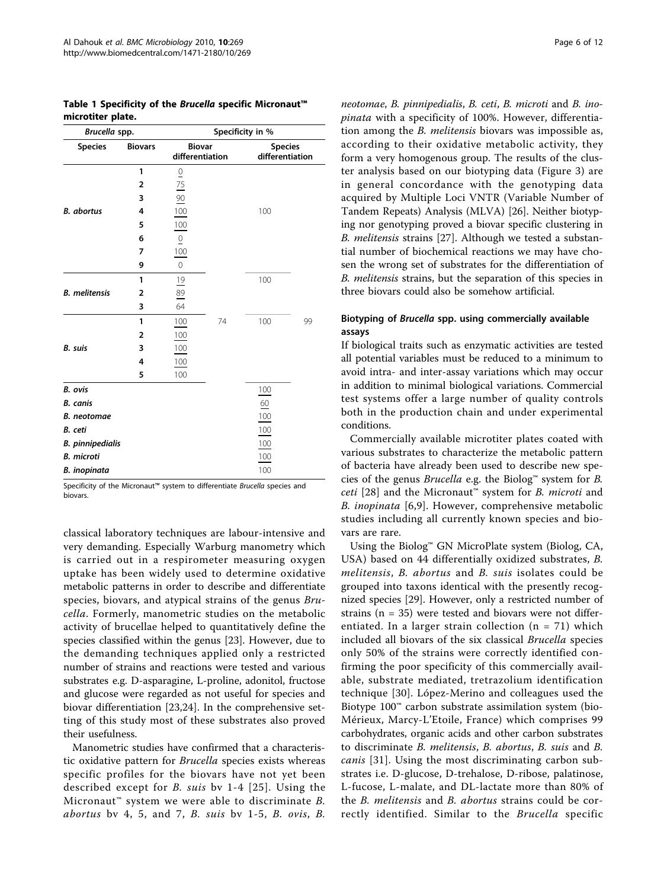**Table 1 Specificity of the *Brucella* specific Micronaut™ microtiter plate.**

| *Brucella* spp. | | Specificity in % | | | |
|---|---|---|---|---|---|
| **Species** | **Biovars** | **Biovar differentiation** | | **Species differentiation** | |
| *B. abortus* | 1 | 0 | | | |
| | 2 | 75 | | | |
| | 3 | 90 | | | |
| | 4 | 100 | | 100 | |
| | 5 | 100 | | | |
| | 6 | 0 | | | |
| | 7 | 100 | | | |
| | 9 | 0 | | | |
| *B. melitensis* | 1 | 19 | | 100 | |
| | 2 | 89 | | | |
| | 3 | 64 | | | |
| *B. suis* | 1 | 100 | 74 | 100 | 99 |
| | 2 | 100 | | | |
| | 3 | 100 | | | |
| | 4 | 100 | | | |
| | 5 | 100 | | | |
| *B. ovis* | | | | 100 | |
| *B. canis* | | | | 60 | |
| *B. neotomae* | | | | 100 | |
| *B. ceti* | | | | 100 | |
| *B. pinnipedialis* | | | | 100 | |
| *B. microti* | | | | 100 | |
| *B. inopinata* | | | | 100 | |

Specificity of the Micronaut™ system to differentiate *Brucella* species and biovars.

classical laboratory techniques are labour-intensive and very demanding. Especially Warburg manometry which is carried out in a respirometer measuring oxygen uptake has been widely used to determine oxidative metabolic patterns in order to describe and differentiate species, biovars, and atypical strains of the genus *Brucella*. Formerly, manometric studies on the metabolic activity of brucellae helped to quantitatively define the species classified within the genus [23]. However, due to the demanding techniques applied only a restricted number of strains and reactions were tested and various substrates e.g. D-asparagine, L-proline, adonitol, fructose and glucose were regarded as not useful for species and biovar differentiation [23,24]. In the comprehensive setting of this study most of these substrates also proved their usefulness.

Manometric studies have confirmed that a characteristic oxidative pattern for *Brucella* species exists whereas specific profiles for the biovars have not yet been described except for *B. suis* bv 1-4 [25]. Using the Micronaut™ system we were able to discriminate *B. abortus* bv 4, 5, and 7, *B. suis* bv 1-5, *B. ovis*, *B. neotomae*, *B. pinnipedialis*, *B. ceti*, *B. microti* and *B. inopinata* with a specificity of 100%. However, differentiation among the *B. melitensis* biovars was impossible as, according to their oxidative metabolic activity, they form a very homogenous group. The results of the cluster analysis based on our biotyping data (Figure 3) are in general concordance with the genotyping data acquired by Multiple Loci VNTR (Variable Number of Tandem Repeats) Analysis (MLVA) [26]. Neither biotyping nor genotyping proved a biovar specific clustering in *B. melitensis* strains [27]. Although we tested a substantial number of biochemical reactions we may have chosen the wrong set of substrates for the differentiation of *B. melitensis* strains, but the separation of this species in three biovars could also be somehow artificial.

### Biotyping of *Brucella* spp. using commercially available assays

If biological traits such as enzymatic activities are tested all potential variables must be reduced to a minimum to avoid intra- and inter-assay variations which may occur in addition to minimal biological variations. Commercial test systems offer a large number of quality controls both in the production chain and under experimental conditions.

Commercially available microtiter plates coated with various substrates to characterize the metabolic pattern of bacteria have already been used to describe new species of the genus *Brucella* e.g. the Biolog™ system for *B. ceti* [28] and the Micronaut™ system for *B. microti* and *B. inopinata* [6,9]. However, comprehensive metabolic studies including all currently known species and biovars are rare.

Using the Biolog™ GN MicroPlate system (Biolog, CA, USA) based on 44 differentially oxidized substrates, *B. melitensis*, *B. abortus* and *B. suis* isolates could be grouped into taxons identical with the presently recognized species [29]. However, only a restricted number of strains (n = 35) were tested and biovars were not differentiated. In a larger strain collection (n = 71) which included all biovars of the six classical *Brucella* species only 50% of the strains were correctly identified confirming the poor specificity of this commercially available, substrate mediated, tretrazolium identification technique [30]. López-Merino and colleagues used the Biotype 100™ carbon substrate assimilation system (bioMérieux, Marcy-L'Etoile, France) which comprises 99 carbohydrates, organic acids and other carbon substrates to discriminate *B. melitensis*, *B. abortus*, *B. suis* and *B. canis* [31]. Using the most discriminating carbon substrates i.e. D-glucose, D-trehalose, D-ribose, palatinose, L-fucose, L-malate, and DL-lactate more than 80% of the *B. melitensis* and *B. abortus* strains could be correctly identified. Similar to the *Brucella* specific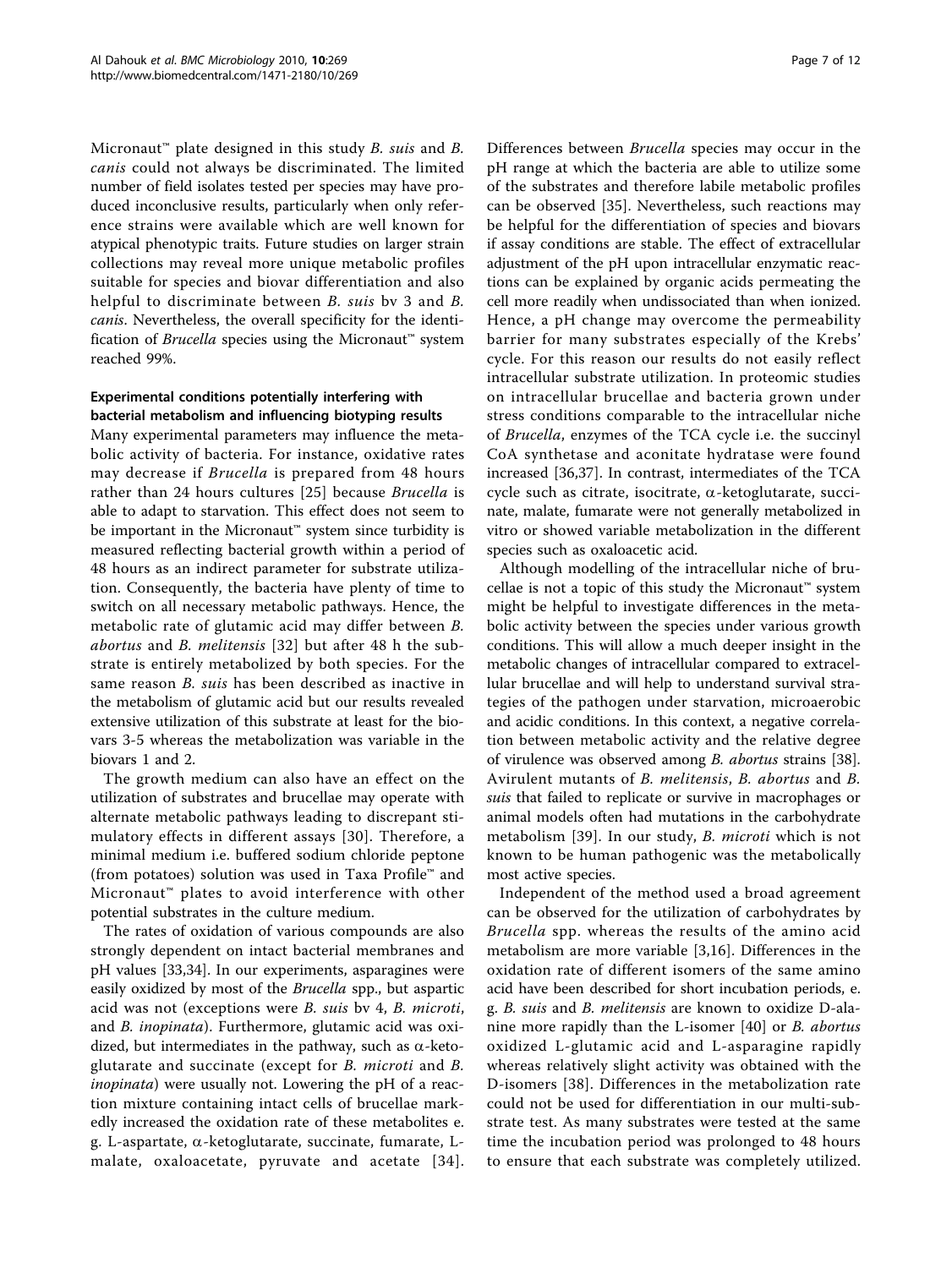Micronaut™ plate designed in this study *B. suis* and *B. canis* could not always be discriminated. The limited number of field isolates tested per species may have produced inconclusive results, particularly when only reference strains were available which are well known for atypical phenotypic traits. Future studies on larger strain collections may reveal more unique metabolic profiles suitable for species and biovar differentiation and also helpful to discriminate between *B. suis* bv 3 and *B. canis*. Nevertheless, the overall specificity for the identification of *Brucella* species using the Micronaut™ system reached 99%.

### Experimental conditions potentially interfering with bacterial metabolism and influencing biotyping results

Many experimental parameters may influence the metabolic activity of bacteria. For instance, oxidative rates may decrease if *Brucella* is prepared from 48 hours rather than 24 hours cultures [25] because *Brucella* is able to adapt to starvation. This effect does not seem to be important in the Micronaut™ system since turbidity is measured reflecting bacterial growth within a period of 48 hours as an indirect parameter for substrate utilization. Consequently, the bacteria have plenty of time to switch on all necessary metabolic pathways. Hence, the metabolic rate of glutamic acid may differ between *B. abortus* and *B. melitensis* [32] but after 48 h the substrate is entirely metabolized by both species. For the same reason *B. suis* has been described as inactive in the metabolism of glutamic acid but our results revealed extensive utilization of this substrate at least for the biovars 3-5 whereas the metabolization was variable in the biovars 1 and 2.

The growth medium can also have an effect on the utilization of substrates and brucellae may operate with alternate metabolic pathways leading to discrepant stimulatory effects in different assays [30]. Therefore, a minimal medium i.e. buffered sodium chloride peptone (from potatoes) solution was used in Taxa Profile™ and Micronaut™ plates to avoid interference with other potential substrates in the culture medium.

The rates of oxidation of various compounds are also strongly dependent on intact bacterial membranes and pH values [33,34]. In our experiments, asparagines were easily oxidized by most of the *Brucella* spp., but aspartic acid was not (exceptions were *B. suis* bv 4, *B. microti*, and *B. inopinata*). Furthermore, glutamic acid was oxidized, but intermediates in the pathway, such as α-ketoglutarate and succinate (except for *B. microti* and *B. inopinata*) were usually not. Lowering the pH of a reaction mixture containing intact cells of brucellae markedly increased the oxidation rate of these metabolites e. g. L-aspartate, α-ketoglutarate, succinate, fumarate, L-malate, oxaloacetate, pyruvate and acetate [34]. Differences between *Brucella* species may occur in the pH range at which the bacteria are able to utilize some of the substrates and therefore labile metabolic profiles can be observed [35]. Nevertheless, such reactions may be helpful for the differentiation of species and biovars if assay conditions are stable. The effect of extracellular adjustment of the pH upon intracellular enzymatic reactions can be explained by organic acids permeating the cell more readily when undissociated than when ionized. Hence, a pH change may overcome the permeability barrier for many substrates especially of the Krebs' cycle. For this reason our results do not easily reflect intracellular substrate utilization. In proteomic studies on intracellular brucellae and bacteria grown under stress conditions comparable to the intracellular niche of *Brucella*, enzymes of the TCA cycle i.e. the succinyl CoA synthetase and aconitate hydratase were found increased [36,37]. In contrast, intermediates of the TCA cycle such as citrate, isocitrate, α-ketoglutarate, succinate, malate, fumarate were not generally metabolized in vitro or showed variable metabolization in the different species such as oxaloacetic acid.

Although modelling of the intracellular niche of brucellae is not a topic of this study the Micronaut™ system might be helpful to investigate differences in the metabolic activity between the species under various growth conditions. This will allow a much deeper insight in the metabolic changes of intracellular compared to extracellular brucellae and will help to understand survival strategies of the pathogen under starvation, microaerobic and acidic conditions. In this context, a negative correlation between metabolic activity and the relative degree of virulence was observed among *B. abortus* strains [38]. Avirulent mutants of *B. melitensis*, *B. abortus* and *B. suis* that failed to replicate or survive in macrophages or animal models often had mutations in the carbohydrate metabolism [39]. In our study, *B. microti* which is not known to be human pathogenic was the metabolically most active species.

Independent of the method used a broad agreement can be observed for the utilization of carbohydrates by *Brucella* spp. whereas the results of the amino acid metabolism are more variable [3,16]. Differences in the oxidation rate of different isomers of the same amino acid have been described for short incubation periods, e. g. *B. suis* and *B. melitensis* are known to oxidize D-alanine more rapidly than the L-isomer [40] or *B. abortus* oxidized L-glutamic acid and L-asparagine rapidly whereas relatively slight activity was obtained with the D-isomers [38]. Differences in the metabolization rate could not be used for differentiation in our multi-substrate test. As many substrates were tested at the same time the incubation period was prolonged to 48 hours to ensure that each substrate was completely utilized.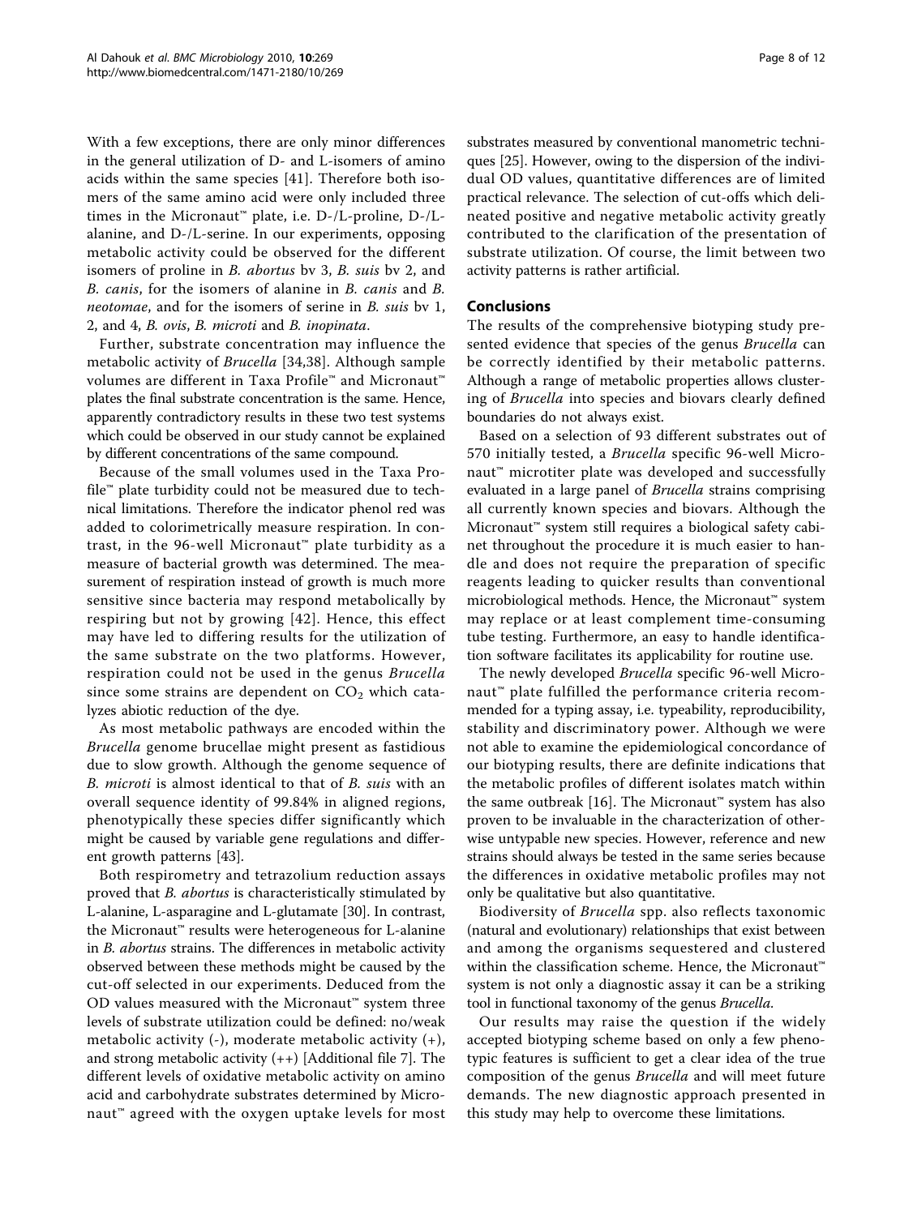With a few exceptions, there are only minor differences in the general utilization of D- and L-isomers of amino acids within the same species [41]. Therefore both isomers of the same amino acid were only included three times in the Micronaut™ plate, i.e. D-/L-proline, D-/L-alanine, and D-/L-serine. In our experiments, opposing metabolic activity could be observed for the different isomers of proline in *B. abortus* bv 3, *B. suis* bv 2, and *B. canis*, for the isomers of alanine in *B. canis* and *B. neotomae*, and for the isomers of serine in *B. suis* bv 1, 2, and 4, *B. ovis*, *B. microti* and *B. inopinata*.

Further, substrate concentration may influence the metabolic activity of *Brucella* [34,38]. Although sample volumes are different in Taxa Profile™ and Micronaut™ plates the final substrate concentration is the same. Hence, apparently contradictory results in these two test systems which could be observed in our study cannot be explained by different concentrations of the same compound.

Because of the small volumes used in the Taxa Profile™ plate turbidity could not be measured due to technical limitations. Therefore the indicator phenol red was added to colorimetrically measure respiration. In contrast, in the 96-well Micronaut™ plate turbidity as a measure of bacterial growth was determined. The measurement of respiration instead of growth is much more sensitive since bacteria may respond metabolically by respiring but not by growing [42]. Hence, this effect may have led to differing results for the utilization of the same substrate on the two platforms. However, respiration could not be used in the genus *Brucella* since some strains are dependent on $CO_2$ which catalyzes abiotic reduction of the dye.

As most metabolic pathways are encoded within the *Brucella* genome brucellae might present as fastidious due to slow growth. Although the genome sequence of *B. microti* is almost identical to that of *B. suis* with an overall sequence identity of 99.84% in aligned regions, phenotypically these species differ significantly which might be caused by variable gene regulations and different growth patterns [43].

Both respirometry and tetrazolium reduction assays proved that *B. abortus* is characteristically stimulated by L-alanine, L-asparagine and L-glutamate [30]. In contrast, the Micronaut™ results were heterogeneous for L-alanine in *B. abortus* strains. The differences in metabolic activity observed between these methods might be caused by the cut-off selected in our experiments. Deduced from the OD values measured with the Micronaut™ system three levels of substrate utilization could be defined: no/weak metabolic activity (-), moderate metabolic activity (+), and strong metabolic activity (++) [Additional file 7]. The different levels of oxidative metabolic activity on amino acid and carbohydrate substrates determined by Micronaut™ agreed with the oxygen uptake levels for most substrates measured by conventional manometric techniques [25]. However, owing to the dispersion of the individual OD values, quantitative differences are of limited practical relevance. The selection of cut-offs which delineated positive and negative metabolic activity greatly contributed to the clarification of the presentation of substrate utilization. Of course, the limit between two activity patterns is rather artificial.

## Conclusions

The results of the comprehensive biotyping study presented evidence that species of the genus *Brucella* can be correctly identified by their metabolic patterns. Although a range of metabolic properties allows clustering of *Brucella* into species and biovars clearly defined boundaries do not always exist.

Based on a selection of 93 different substrates out of 570 initially tested, a *Brucella* specific 96-well Micronaut™ microtiter plate was developed and successfully evaluated in a large panel of *Brucella* strains comprising all currently known species and biovars. Although the Micronaut™ system still requires a biological safety cabinet throughout the procedure it is much easier to handle and does not require the preparation of specific reagents leading to quicker results than conventional microbiological methods. Hence, the Micronaut™ system may replace or at least complement time-consuming tube testing. Furthermore, an easy to handle identification software facilitates its applicability for routine use.

The newly developed *Brucella* specific 96-well Micronaut™ plate fulfilled the performance criteria recommended for a typing assay, i.e. typeability, reproducibility, stability and discriminatory power. Although we were not able to examine the epidemiological concordance of our biotyping results, there are definite indications that the metabolic profiles of different isolates match within the same outbreak [16]. The Micronaut™ system has also proven to be invaluable in the characterization of otherwise untypable new species. However, reference and new strains should always be tested in the same series because the differences in oxidative metabolic profiles may not only be qualitative but also quantitative.

Biodiversity of *Brucella* spp. also reflects taxonomic (natural and evolutionary) relationships that exist between and among the organisms sequestered and clustered within the classification scheme. Hence, the Micronaut™ system is not only a diagnostic assay it can be a striking tool in functional taxonomy of the genus *Brucella*.

Our results may raise the question if the widely accepted biotyping scheme based on only a few phenotypic features is sufficient to get a clear idea of the true composition of the genus *Brucella* and will meet future demands. The new diagnostic approach presented in this study may help to overcome these limitations.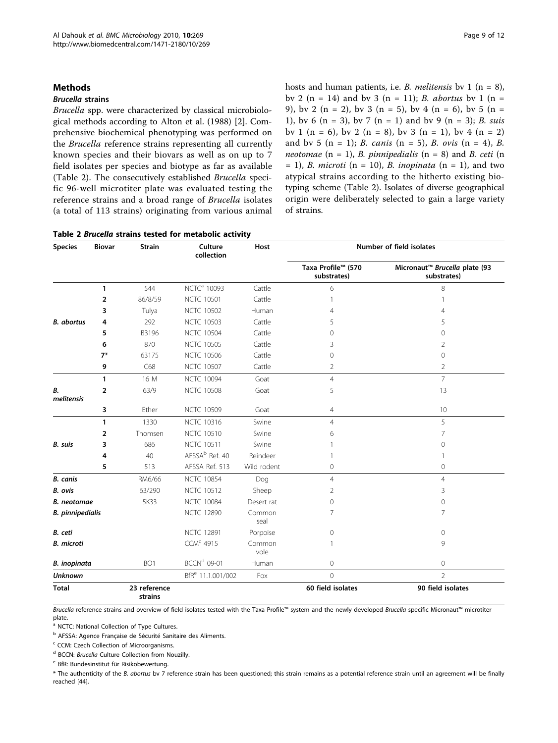## Methods

### *Brucella* strains

*Brucella* spp. were characterized by classical microbiological methods according to Alton et al. (1988) [2]. Comprehensive biochemical phenotyping was performed on the *Brucella* reference strains representing all currently known species and their biovars as well as on up to 7 field isolates per species and biotype as far as available (Table 2). The consecutively established *Brucella* specific 96-well microtiter plate was evaluated testing the reference strains and a broad range of *Brucella* isolates (a total of 113 strains) originating from various animal hosts and human patients, i.e. *B. melitensis* bv 1 (n = 8), bv 2 (n = 14) and bv 3 (n = 11); *B. abortus* bv 1 (n = 9), bv 2 (n = 2), bv 3 (n = 5), bv 4 (n = 6), bv 5 (n = 1), bv 6 (n = 3), bv 7 (n = 1) and bv 9 (n = 3); *B. suis* bv 1 (n = 6), bv 2 (n = 8), bv 3 (n = 1), bv 4 (n = 2) and bv 5 (n = 1); *B. canis* (n = 5), *B. ovis* (n = 4), *B. neotomae* (n = 1), *B. pinnipedialis* (n = 8) and *B. ceti* (n = 1), *B. microti* (n = 10), *B. inopinata* (n = 1), and two atypical strains according to the hitherto existing biotyping scheme (Table 2). Isolates of diverse geographical origin were deliberately selected to gain a large variety of strains.

**Table 2 *Brucella* strains tested for metabolic activity**

| Species | Biovar | Strain | Culture collection | Host | Number of field isolates | |
|---|---|---|---|---|---|---|
| | | | | | Taxa Profile™ (570 substrates) | Micronaut™ *Brucella* plate (93 substrates) |
| *B. abortus* | 1 | 544 | NCTC[a] 10093 | Cattle | 6 | 8 |
| | 2 | 86/8/59 | NCTC 10501 | Cattle | 1 | 1 |
| | 3 | Tulya | NCTC 10502 | Human | 4 | 4 |
| | 4 | 292 | NCTC 10503 | Cattle | 5 | 5 |
| | 5 | B3196 | NCTC 10504 | Cattle | 0 | 0 |
| | 6 | 870 | NCTC 10505 | Cattle | 3 | 2 |
| | 7* | 63175 | NCTC 10506 | Cattle | 0 | 0 |
| | 9 | C68 | NCTC 10507 | Cattle | 2 | 2 |
| *B. melitensis* | 1 | 16 M | NCTC 10094 | Goat | 4 | 7 |
| | 2 | 63/9 | NCTC 10508 | Goat | 5 | 13 |
| | 3 | Ether | NCTC 10509 | Goat | 4 | 10 |
| *B. suis* | 1 | 1330 | NCTC 10316 | Swine | 4 | 5 |
| | 2 | Thomsen | NCTC 10510 | Swine | 6 | 7 |
| | 3 | 686 | NCTC 10511 | Swine | 1 | 0 |
| | 4 | 40 | AFSSA[b] Ref. 40 | Reindeer | 1 | 1 |
| | 5 | 513 | AFSSA Ref. 513 | Wild rodent | 0 | 0 |
| *B. canis* | | RM6/66 | NCTC 10854 | Dog | 4 | 4 |
| *B. ovis* | | 63/290 | NCTC 10512 | Sheep | 2 | 3 |
| *B. neotomae* | | 5K33 | NCTC 10084 | Desert rat | 0 | 0 |
| *B. pinnipedialis* | | | NCTC 12890 | Common seal | 7 | 7 |
| *B. ceti* | | | NCTC 12891 | Porpoise | 0 | 0 |
| *B. microti* | | | CCM[c] 4915 | Common vole | 1 | 9 |
| *B. inopinata* | | BO1 | BCCN[d] 09-01 | Human | 0 | 0 |
| ***Unknown*** | | | BfR[e] 11.1.001/002 | Fox | 0 | 2 |
| **Total** | | 23 reference strains | | | 60 field isolates | 90 field isolates |

*Brucella* reference strains and overview of field isolates tested with the Taxa Profile™ system and the newly developed *Brucella* specific Micronaut™ microtiter plate.

[a] NCTC: National Collection of Type Cultures.

[b] AFSSA: Agence Française de Sécurité Sanitaire des Aliments.

[c] CCM: Czech Collection of Microorganisms.

[d] BCCN: *Brucella* Culture Collection from Nouzilly.

[e] BfR: Bundesinstitut für Risikobewertung.

* The authenticity of the *B. abortus* bv 7 reference strain has been questioned; this strain remains as a potential reference strain until an agreement will be finally reached [44].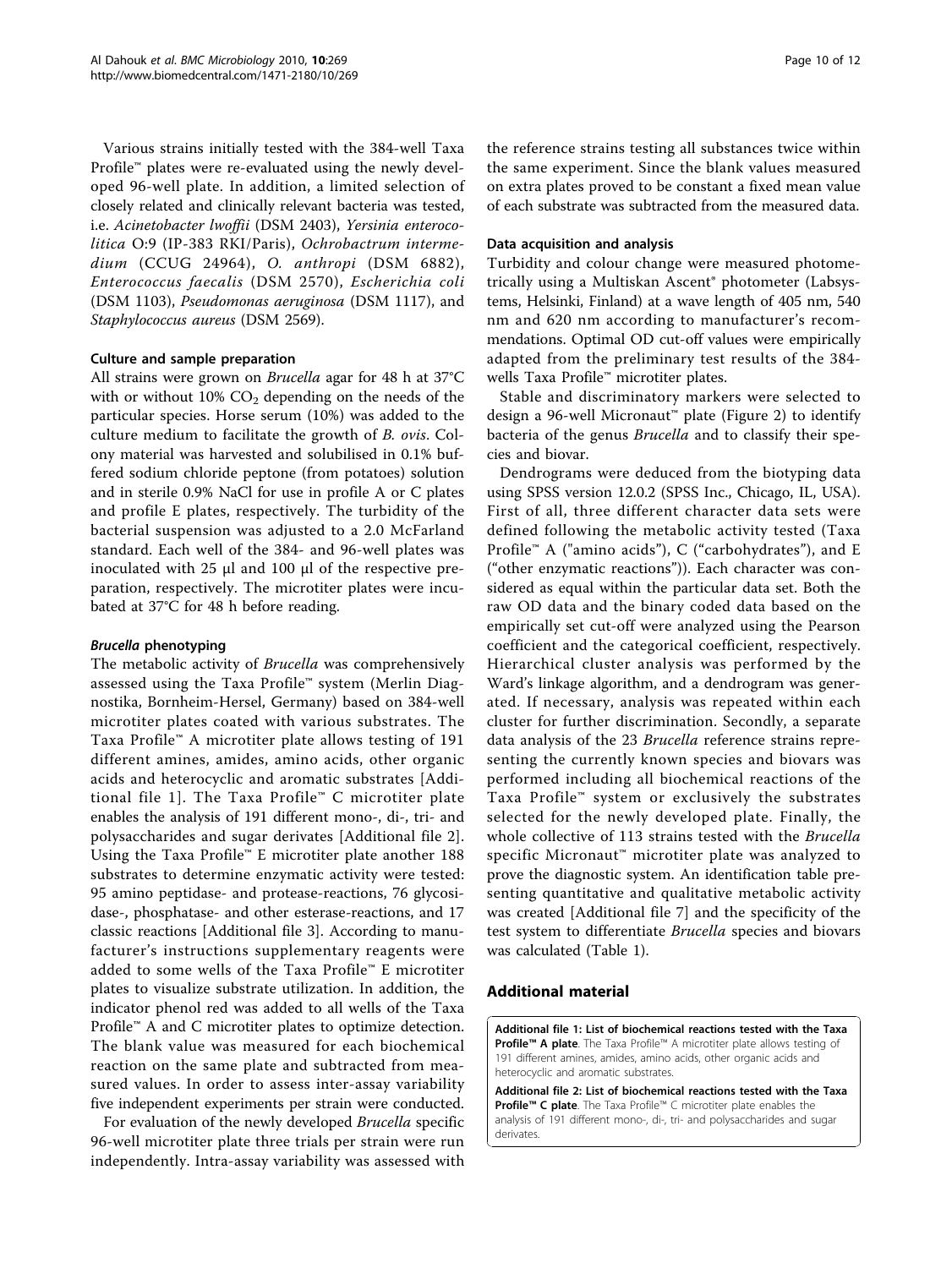Various strains initially tested with the 384-well Taxa Profile™ plates were re-evaluated using the newly developed 96-well plate. In addition, a limited selection of closely related and clinically relevant bacteria was tested, i.e. *Acinetobacter lwoffii* (DSM 2403), *Yersinia enterocolitica* O:9 (IP-383 RKI/Paris), *Ochrobactrum intermedium* (CCUG 24964), *O. anthropi* (DSM 6882), *Enterococcus faecalis* (DSM 2570), *Escherichia coli* (DSM 1103), *Pseudomonas aeruginosa* (DSM 1117), and *Staphylococcus aureus* (DSM 2569).

#### Culture and sample preparation

All strains were grown on *Brucella* agar for 48 h at 37°C with or without 10% $CO_2$ depending on the needs of the particular species. Horse serum (10%) was added to the culture medium to facilitate the growth of *B. ovis*. Colony material was harvested and solubilised in 0.1% buffered sodium chloride peptone (from potatoes) solution and in sterile 0.9% NaCl for use in profile A or C plates and profile E plates, respectively. The turbidity of the bacterial suspension was adjusted to a 2.0 McFarland standard. Each well of the 384- and 96-well plates was inoculated with 25 µl and 100 µl of the respective preparation, respectively. The microtiter plates were incubated at 37°C for 48 h before reading.

#### *Brucella* phenotyping

The metabolic activity of *Brucella* was comprehensively assessed using the Taxa Profile™ system (Merlin Diagnostika, Bornheim-Hersel, Germany) based on 384-well microtiter plates coated with various substrates. The Taxa Profile™ A microtiter plate allows testing of 191 different amines, amides, amino acids, other organic acids and heterocyclic and aromatic substrates [Additional file 1]. The Taxa Profile™ C microtiter plate enables the analysis of 191 different mono-, di-, tri- and polysaccharides and sugar derivates [Additional file 2]. Using the Taxa Profile™ E microtiter plate another 188 substrates to determine enzymatic activity were tested: 95 amino peptidase- and protease-reactions, 76 glycosidase-, phosphatase- and other esterase-reactions, and 17 classic reactions [Additional file 3]. According to manufacturer's instructions supplementary reagents were added to some wells of the Taxa Profile™ E microtiter plates to visualize substrate utilization. In addition, the indicator phenol red was added to all wells of the Taxa Profile™ A and C microtiter plates to optimize detection. The blank value was measured for each biochemical reaction on the same plate and subtracted from measured values. In order to assess inter-assay variability five independent experiments per strain were conducted.

For evaluation of the newly developed *Brucella* specific 96-well microtiter plate three trials per strain were run independently. Intra-assay variability was assessed with the reference strains testing all substances twice within the same experiment. Since the blank values measured on extra plates proved to be constant a fixed mean value of each substrate was subtracted from the measured data.

#### Data acquisition and analysis

Turbidity and colour change were measured photometrically using a Multiskan Ascent® photometer (Labsystems, Helsinki, Finland) at a wave length of 405 nm, 540 nm and 620 nm according to manufacturer's recommendations. Optimal OD cut-off values were empirically adapted from the preliminary test results of the 384-wells Taxa Profile™ microtiter plates.

Stable and discriminatory markers were selected to design a 96-well Micronaut™ plate (Figure 2) to identify bacteria of the genus *Brucella* and to classify their species and biovar.

Dendrograms were deduced from the biotyping data using SPSS version 12.0.2 (SPSS Inc., Chicago, IL, USA). First of all, three different character data sets were defined following the metabolic activity tested (Taxa Profile™ A ("amino acids"), C ("carbohydrates"), and E ("other enzymatic reactions")). Each character was considered as equal within the particular data set. Both the raw OD data and the binary coded data based on the empirically set cut-off were analyzed using the Pearson coefficient and the categorical coefficient, respectively. Hierarchical cluster analysis was performed by the Ward's linkage algorithm, and a dendrogram was generated. If necessary, analysis was repeated within each cluster for further discrimination. Secondly, a separate data analysis of the 23 *Brucella* reference strains representing the currently known species and biovars was performed including all biochemical reactions of the Taxa Profile™ system or exclusively the substrates selected for the newly developed plate. Finally, the whole collective of 113 strains tested with the *Brucella* specific Micronaut™ microtiter plate was analyzed to prove the diagnostic system. An identification table presenting quantitative and qualitative metabolic activity was created [Additional file 7] and the specificity of the test system to differentiate *Brucella* species and biovars was calculated (Table 1).

## Additional material

**Additional file 1: List of biochemical reactions tested with the Taxa Profile™ A plate**. The Taxa Profile™ A microtiter plate allows testing of 191 different amines, amides, amino acids, other organic acids and heterocyclic and aromatic substrates.

**Additional file 2: List of biochemical reactions tested with the Taxa Profile™ C plate**. The Taxa Profile™ C microtiter plate enables the analysis of 191 different mono-, di-, tri- and polysaccharides and sugar derivates.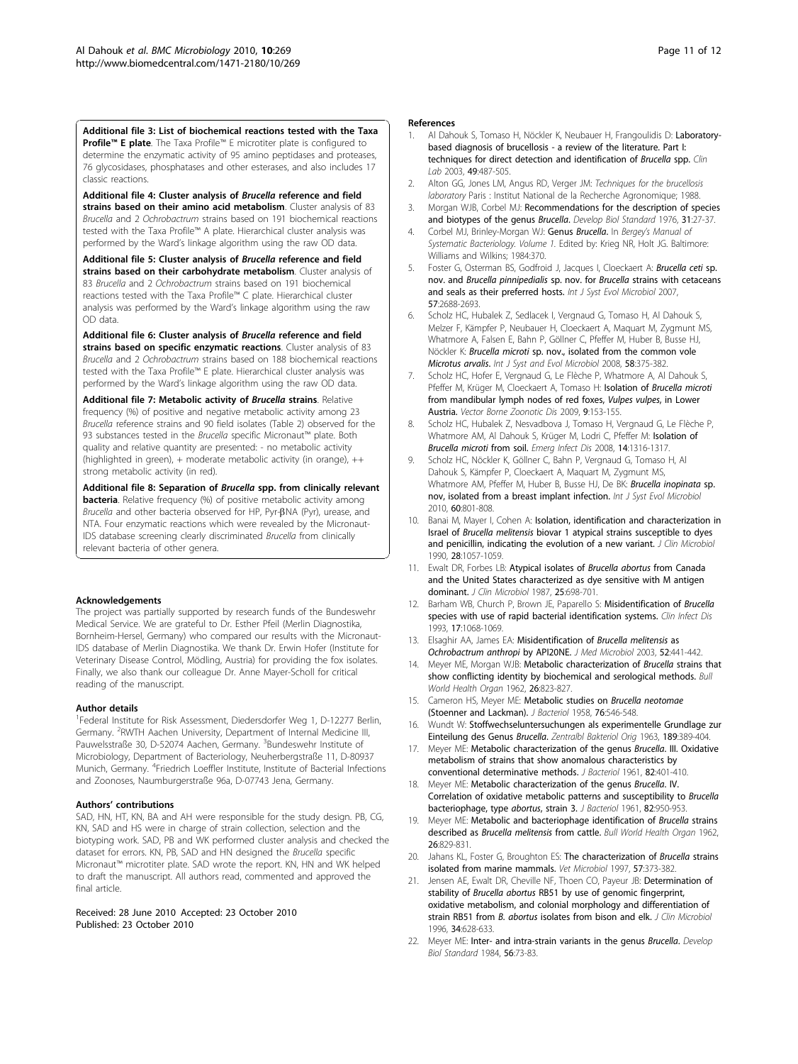**Additional file 3: List of biochemical reactions tested with the Taxa Profile™ E plate**. The Taxa Profile™ E microtiter plate is configured to determine the enzymatic activity of 95 amino peptidases and proteases, 76 glycosidases, phosphatases and other esterases, and also includes 17 classic reactions.

**Additional file 4: Cluster analysis of *Brucella* reference and field strains based on their amino acid metabolism**. Cluster analysis of 83 *Brucella* and 2 *Ochrobactrum* strains based on 191 biochemical reactions tested with the Taxa Profile™ A plate. Hierarchical cluster analysis was performed by the Ward's linkage algorithm using the raw OD data.

**Additional file 5: Cluster analysis of *Brucella* reference and field strains based on their carbohydrate metabolism**. Cluster analysis of 83 *Brucella* and 2 *Ochrobactrum* strains based on 191 biochemical reactions tested with the Taxa Profile™ C plate. Hierarchical cluster analysis was performed by the Ward's linkage algorithm using the raw OD data.

**Additional file 6: Cluster analysis of *Brucella* reference and field strains based on specific enzymatic reactions**. Cluster analysis of 83 *Brucella* and 2 *Ochrobactrum* strains based on 188 biochemical reactions tested with the Taxa Profile™ E plate. Hierarchical cluster analysis was performed by the Ward's linkage algorithm using the raw OD data.

**Additional file 7: Metabolic activity of *Brucella* strains**. Relative frequency (%) of positive and negative metabolic activity among 23 *Brucella* reference strains and 90 field isolates (Table 2) observed for the 93 substances tested in the *Brucella* specific Micronaut™ plate. Both quality and relative quantity are presented: - no metabolic activity (highlighted in green), + moderate metabolic activity (in orange), ++ strong metabolic activity (in red).

**Additional file 8: Separation of *Brucella* spp. from clinically relevant bacteria**. Relative frequency (%) of positive metabolic activity among *Brucella* and other bacteria observed for HP, Pyr-βNA (Pyr), urease, and NTA. Four enzymatic reactions which were revealed by the Micronaut-IDS database screening clearly discriminated *Brucella* from clinically relevant bacteria of other genera.

#### Acknowledgements

The project was partially supported by research funds of the Bundeswehr Medical Service. We are grateful to Dr. Esther Pfeil (Merlin Diagnostika, Bornheim-Hersel, Germany) who compared our results with the Micronaut-IDS database of Merlin Diagnostika. We thank Dr. Erwin Hofer (Institute for Veterinary Disease Control, Mödling, Austria) for providing the fox isolates. Finally, we also thank our colleague Dr. Anne Mayer-Scholl for critical reading of the manuscript.

#### Author details

[1]Federal Institute for Risk Assessment, Diedersdorfer Weg 1, D-12277 Berlin, Germany. [2]RWTH Aachen University, Department of Internal Medicine III, Pauwelsstraße 30, D-52074 Aachen, Germany. [3]Bundeswehr Institute of Microbiology, Department of Bacteriology, Neuherbergstraße 11, D-80937 Munich, Germany. [4]Friedrich Loeffler Institute, Institute of Bacterial Infections and Zoonoses, Naumburgerstraße 96a, D-07743 Jena, Germany.

#### Authors' contributions

SAD, HN, HT, KN, BA and AH were responsible for the study design. PB, CG, KN, SAD and HS were in charge of strain collection, selection and the biotyping work. SAD, PB and WK performed cluster analysis and checked the dataset for errors. KN, PB, SAD and HN designed the *Brucella* specific Micronaut™ microtiter plate. SAD wrote the report. KN, HN and WK helped to draft the manuscript. All authors read, commented and approved the final article.

Received: 28 June 2010 Accepted: 23 October 2010
Published: 23 October 2010

#### References

1. Al Dahouk S, Tomaso H, Nöckler K, Neubauer H, Frangoulidis D: **Laboratory-based diagnosis of brucellosis - a review of the literature. Part I: techniques for direct detection and identification of *Brucella* spp.** *Clin Lab* 2003, **49**:487-505.
2. Alton GG, Jones LM, Angus RD, Verger JM: *Techniques for the brucellosis laboratory* Paris : Institut National de la Recherche Agronomique; 1988.
3. Morgan WJB, Corbel MJ: **Recommendations for the description of species and biotypes of the genus *Brucella*.** *Develop Biol Standard* 1976, **31**:27-37.
4. Corbel MJ, Brinley-Morgan WJ: **Genus *Brucella*.** In *Bergey's Manual of Systematic Bacteriology. Volume 1*. Edited by: Krieg NR, Holt JG. Baltimore: Williams and Wilkins; 1984:370.
5. Foster G, Osterman BS, Godfroid J, Jacques I, Cloeckaert A: ***Brucella ceti* sp. nov. and *Brucella pinnipedialis* sp. nov. for *Brucella* strains with cetaceans and seals as their preferred hosts.** *Int J Syst Evol Microbiol* 2007, **57**:2688-2693.
6. Scholz HC, Hubalek Z, Sedlacek I, Vergnaud G, Tomaso H, Al Dahouk S, Melzer F, Kämpfer P, Neubauer H, Cloeckaert A, Maquart M, Zygmunt MS, Whatmore A, Falsen E, Bahn P, Göllner C, Pfeffer M, Huber B, Busse HJ, Nöckler K: ***Brucella microti* sp. nov., isolated from the common vole *Microtus arvalis*.** *Int J Syst and Evol Microbiol* 2008, **58**:375-382.
7. Scholz HC, Hofer E, Vergnaud G, Le Flèche P, Whatmore A, Al Dahouk S, Pfeffer M, Krüger M, Cloeckaert A, Tomaso H: **Isolation of *Brucella microti* from mandibular lymph nodes of red foxes, *Vulpes vulpes*, in Lower Austria.** *Vector Borne Zoonotic Dis* 2009, **9**:153-155.
8. Scholz HC, Hubalek Z, Nesvadbova J, Tomaso H, Vergnaud G, Le Flèche P, Whatmore AM, Al Dahouk S, Krüger M, Lodri C, Pfeffer M: **Isolation of *Brucella microti* from soil.** *Emerg Infect Dis* 2008, **14**:1316-1317.
9. Scholz HC, Nöckler K, Göllner C, Bahn P, Vergnaud G, Tomaso H, Al Dahouk S, Kämpfer P, Cloeckaert A, Maquart M, Zygmunt MS, Whatmore AM, Pfeffer M, Huber B, Busse HJ, De BK: ***Brucella inopinata* sp. nov, isolated from a breast implant infection.** *Int J Syst Evol Microbiol* 2010, **60**:801-808.
10. Banai M, Mayer I, Cohen A: **Isolation, identification and characterization in Israel of *Brucella melitensis* biovar 1 atypical strains susceptible to dyes and penicillin, indicating the evolution of a new variant.** *J Clin Microbiol* 1990, **28**:1057-1059.
11. Ewalt DR, Forbes LB: **Atypical isolates of *Brucella abortus* from Canada and the United States characterized as dye sensitive with M antigen dominant.** *J Clin Microbiol* 1987, **25**:698-701.
12. Barham WB, Church P, Brown JE, Paparello S: **Misidentification of *Brucella* species with use of rapid bacterial identification systems.** *Clin Infect Dis* 1993, **17**:1068-1069.
13. Elsaghir AA, James EA: **Misidentification of *Brucella melitensis* as *Ochrobactrum anthropi* by API20NE.** *J Med Microbiol* 2003, **52**:441-442.
14. Meyer ME, Morgan WJB: **Metabolic characterization of *Brucella* strains that show conflicting identity by biochemical and serological methods.** *Bull World Health Organ* 1962, **26**:823-827.
15. Cameron HS, Meyer ME: **Metabolic studies on *Brucella neotomae* (Stoenner and Lackman).** *J Bacteriol* 1958, **76**:546-548.
16. Wundt W: **Stoffwechseluntersuchungen als experimentelle Grundlage zur Einteilung des Genus *Brucella*.** *Zentralbl Bakteriol Orig* 1963, **189**:389-404.
17. Meyer ME: **Metabolic characterization of the genus *Brucella*. III. Oxidative metabolism of strains that show anomalous characteristics by conventional determinative methods.** *J Bacteriol* 1961, **82**:401-410.
18. Meyer ME: **Metabolic characterization of the genus *Brucella*. IV. Correlation of oxidative metabolic patterns and susceptibility to *Brucella* bacteriophage, type *abortus*, strain 3.** *J Bacteriol* 1961, **82**:950-953.
19. Meyer ME: **Metabolic and bacteriophage identification of *Brucella* strains described as *Brucella melitensis* from cattle.** *Bull World Health Organ* 1962, **26**:829-831.
20. Jahans KL, Foster G, Broughton ES: **The characterization of *Brucella* strains isolated from marine mammals.** *Vet Microbiol* 1997, **57**:373-382.
21. Jensen AE, Ewalt DR, Cheville NF, Thoen CO, Payeur JB: **Determination of stability of *Brucella abortus* RB51 by use of genomic fingerprint, oxidative metabolism, and colonial morphology and differentiation of strain RB51 from *B. abortus* isolates from bison and elk.** *J Clin Microbiol* 1996, **34**:628-633.
22. Meyer ME: **Inter- and intra-strain variants in the genus *Brucella*.** *Develop Biol Standard* 1984, **56**:73-83.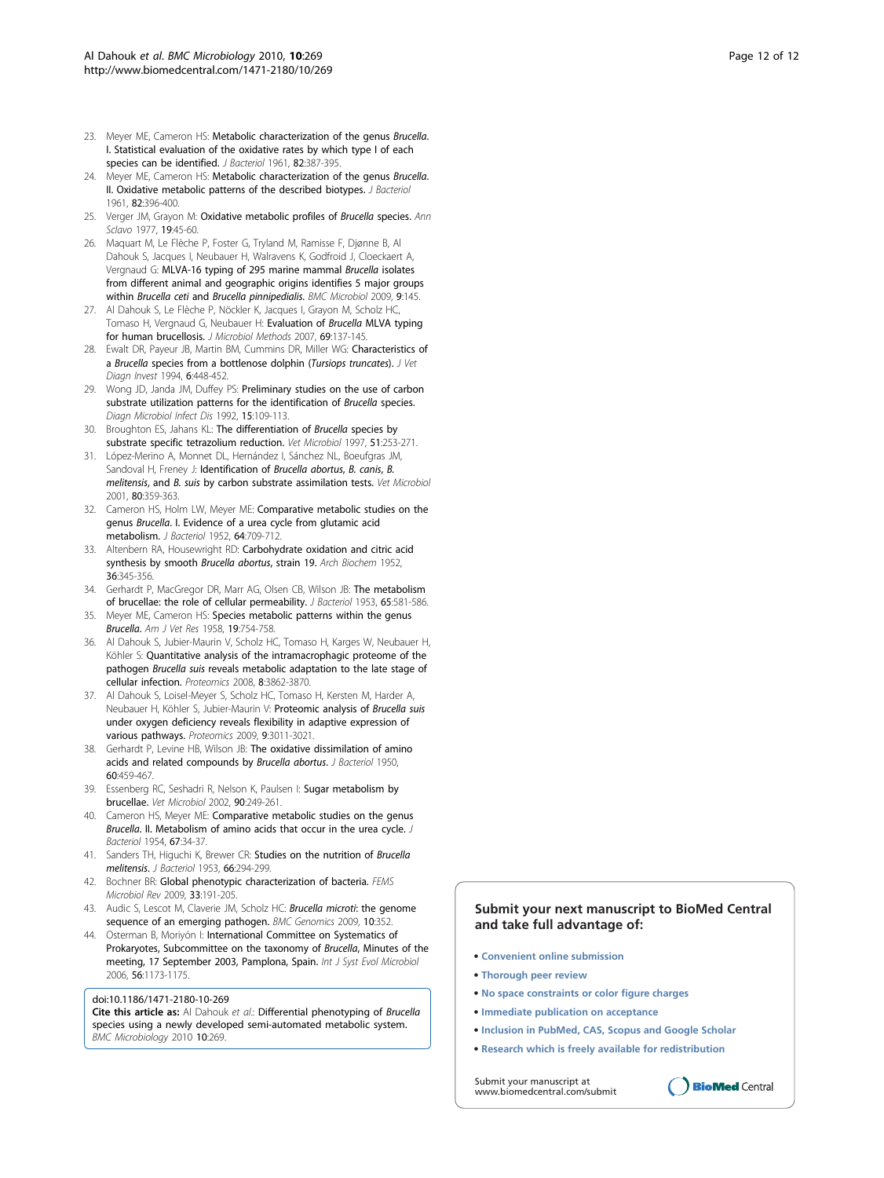23. Meyer ME, Cameron HS: **Metabolic characterization of the genus *Brucella*. I. Statistical evaluation of the oxidative rates by which type I of each species can be identified.** *J Bacteriol* 1961, **82**:387-395.
24. Meyer ME, Cameron HS: **Metabolic characterization of the genus *Brucella*. II. Oxidative metabolic patterns of the described biotypes.** *J Bacteriol* 1961, **82**:396-400.
25. Verger JM, Grayon M: **Oxidative metabolic profiles of *Brucella* species.** *Ann Sclavo* 1977, **19**:45-60.
26. Maquart M, Le Flèche P, Foster G, Tryland M, Ramisse F, Djønne B, Al Dahouk S, Jacques I, Neubauer H, Walravens K, Godfroid J, Cloeckaert A, Vergnaud G: **MLVA-16 typing of 295 marine mammal *Brucella* isolates from different animal and geographic origins identifies 5 major groups within *Brucella ceti* and *Brucella pinnipedialis*.** *BMC Microbiol* 2009, **9**:145.
27. Al Dahouk S, Le Flèche P, Nöckler K, Jacques I, Grayon M, Scholz HC, Tomaso H, Vergnaud G, Neubauer H: **Evaluation of *Brucella* MLVA typing for human brucellosis.** *J Microbiol Methods* 2007, **69**:137-145.
28. Ewalt DR, Payeur JB, Martin BM, Cummins DR, Miller WG: **Characteristics of a *Brucella* species from a bottlenose dolphin (*Tursiops truncates*).** *J Vet Diagn Invest* 1994, **6**:448-452.
29. Wong JD, Janda JM, Duffey PS: **Preliminary studies on the use of carbon substrate utilization patterns for the identification of *Brucella* species.** *Diagn Microbiol Infect Dis* 1992, **15**:109-113.
30. Broughton ES, Jahans KL: **The differentiation of *Brucella* species by substrate specific tetrazolium reduction.** *Vet Microbiol* 1997, **51**:253-271.
31. López-Merino A, Monnet DL, Hernández I, Sánchez NL, Boeufgras JM, Sandoval H, Freney J: **Identification of *Brucella abortus*, *B. canis*, *B. melitensis*, and *B. suis* by carbon substrate assimilation tests.** *Vet Microbiol* 2001, **80**:359-363.
32. Cameron HS, Holm LW, Meyer ME: **Comparative metabolic studies on the genus *Brucella*. I. Evidence of a urea cycle from glutamic acid metabolism.** *J Bacteriol* 1952, **64**:709-712.
33. Altenbern RA, Housewright RD: **Carbohydrate oxidation and citric acid synthesis by smooth *Brucella abortus*, strain 19.** *Arch Biochem* 1952, **36**:345-356.
34. Gerhardt P, MacGregor DR, Marr AG, Olsen CB, Wilson JB: **The metabolism of brucellae: the role of cellular permeability.** *J Bacteriol* 1953, **65**:581-586.
35. Meyer ME, Cameron HS: **Species metabolic patterns within the genus *Brucella*.** *Am J Vet Res* 1958, **19**:754-758.
36. Al Dahouk S, Jubier-Maurin V, Scholz HC, Tomaso H, Karges W, Neubauer H, Köhler S: **Quantitative analysis of the intramacrophagic proteome of the pathogen *Brucella suis* reveals metabolic adaptation to the late stage of cellular infection.** *Proteomics* 2008, **8**:3862-3870.
37. Al Dahouk S, Loisel-Meyer S, Scholz HC, Tomaso H, Kersten M, Harder A, Neubauer H, Köhler S, Jubier-Maurin V: **Proteomic analysis of *Brucella suis* under oxygen deficiency reveals flexibility in adaptive expression of various pathways.** *Proteomics* 2009, **9**:3011-3021.
38. Gerhardt P, Levine HB, Wilson JB: **The oxidative dissimilation of amino acids and related compounds by *Brucella abortus*.** *J Bacteriol* 1950, **60**:459-467.
39. Essenberg RC, Seshadri R, Nelson K, Paulsen I: **Sugar metabolism by brucellae.** *Vet Microbiol* 2002, **90**:249-261.
40. Cameron HS, Meyer ME: **Comparative metabolic studies on the genus *Brucella*. II. Metabolism of amino acids that occur in the urea cycle.** *J Bacteriol* 1954, **67**:34-37.
41. Sanders TH, Higuchi K, Brewer CR: **Studies on the nutrition of *Brucella melitensis*.** *J Bacteriol* 1953, **66**:294-299.
42. Bochner BR: **Global phenotypic characterization of bacteria.** *FEMS Microbiol Rev* 2009, **33**:191-205.
43. Audic S, Lescot M, Claverie JM, Scholz HC: ***Brucella microti*: the genome sequence of an emerging pathogen.** *BMC Genomics* 2009, **10**:352.
44. Osterman B, Moriyón I: **International Committee on Systematics of Prokaryotes, Subcommittee on the taxonomy of *Brucella*, Minutes of the meeting, 17 September 2003, Pamplona, Spain.** *Int J Syst Evol Microbiol* 2006, **56**:1173-1175.

doi:10.1186/1471-2180-10-269

**Cite this article as:** Al Dahouk *et al.*: Differential phenotyping of *Brucella* species using a newly developed semi-automated metabolic system. *BMC Microbiology* 2010 **10**:269.

**Submit your next manuscript to BioMed Central and take full advantage of:**

- **Convenient online submission**
- **Thorough peer review**
- **No space constraints or color figure charges**
- **Immediate publication on acceptance**
- **Inclusion in PubMed, CAS, Scopus and Google Scholar**
- **Research which is freely available for redistribution**

Submit your manuscript at
www.biomedcentral.com/submit

BioMed Central